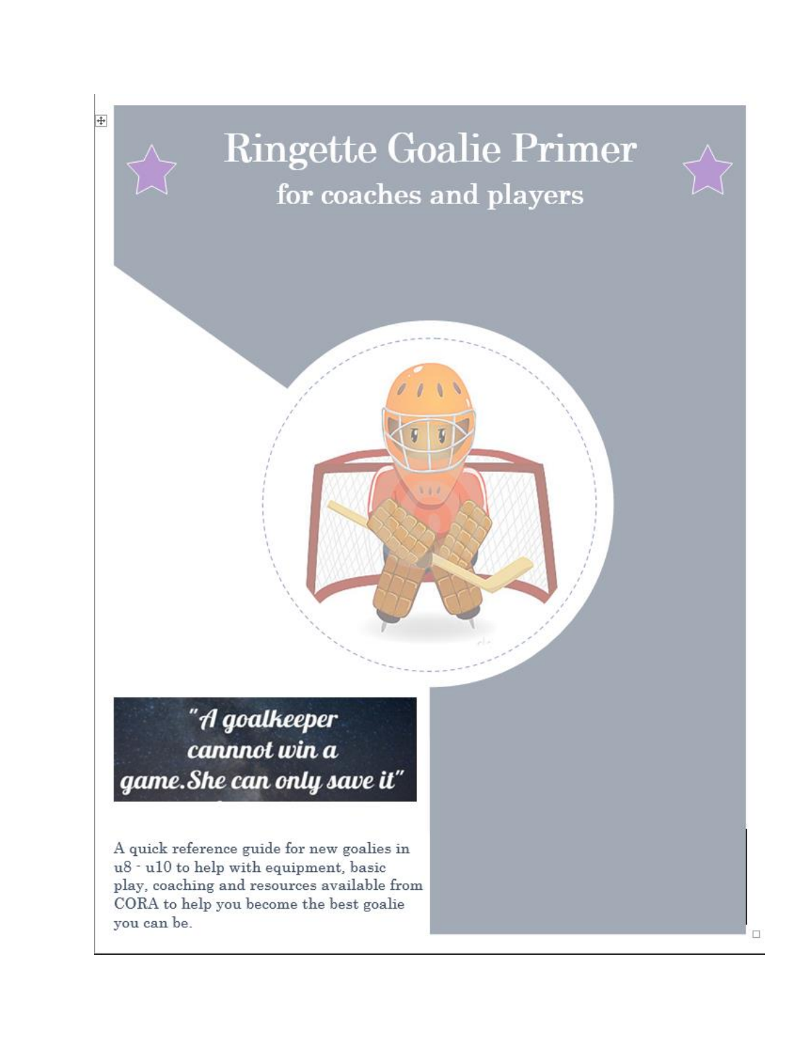# Ringette Goalie Primer

## for coaches and players

*"A goalkeeper cannot win a game. She can only save it"*

A quick reference guide for new goalies in u8 - u10 to help with equipment, basic play, coaching and resources available from CORA to help you become the best goalie you can be.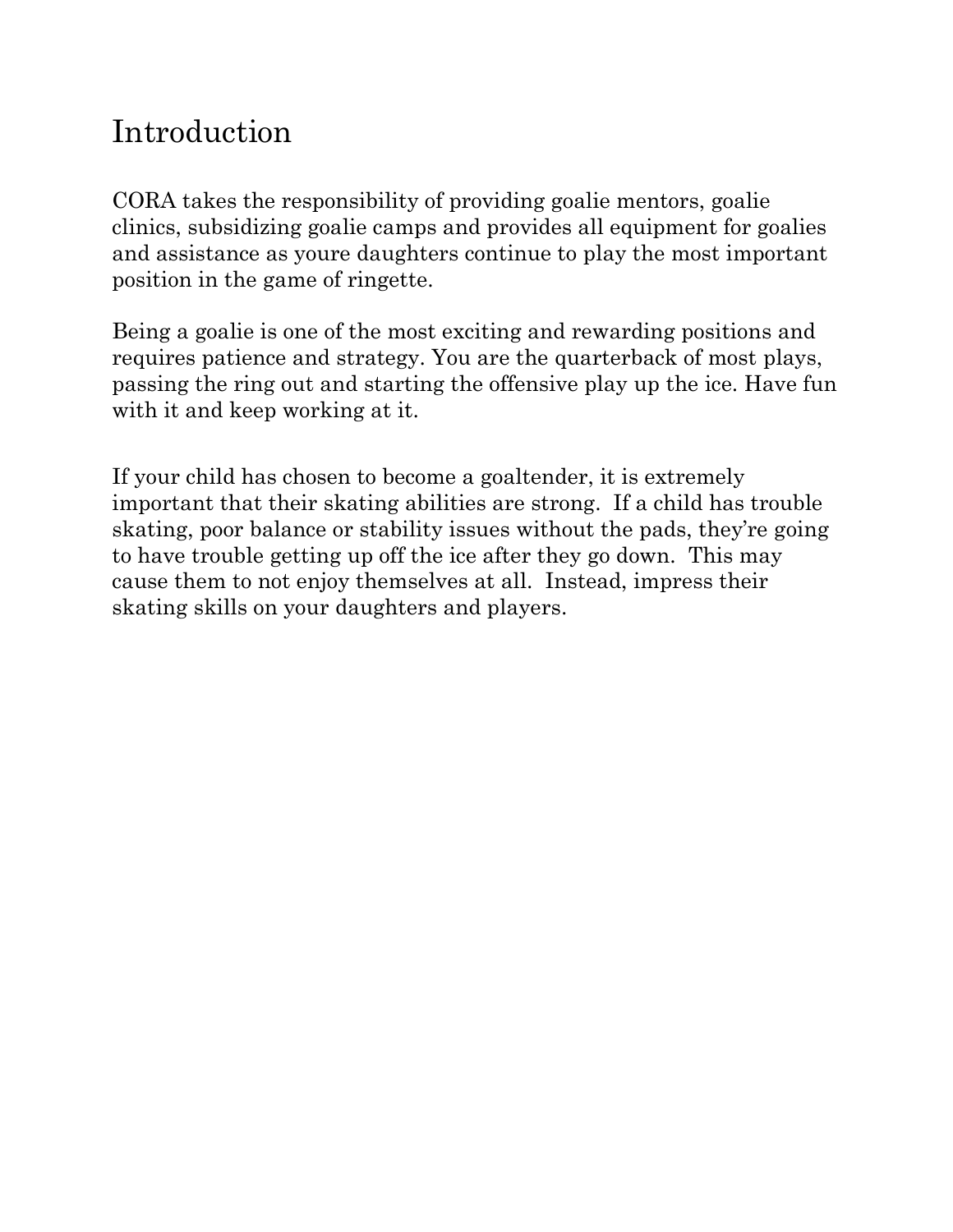# Introduction

CORA takes the responsibility of providing goalie mentors, goalie clinics, subsidizing goalie camps and provides all equipment for goalies and assistance as youre daughters continue to play the most important position in the game of ringette.

Being a goalie is one of the most exciting and rewarding positions and requires patience and strategy. You are the quarterback of most plays, passing the ring out and starting the offensive play up the ice. Have fun with it and keep working at it.

If your child has chosen to become a goaltender, it is extremely important that their skating abilities are strong. If a child has trouble skating, poor balance or stability issues without the pads, they're going to have trouble getting up off the ice after they go down. This may cause them to not enjoy themselves at all. Instead, impress their skating skills on your daughters and players.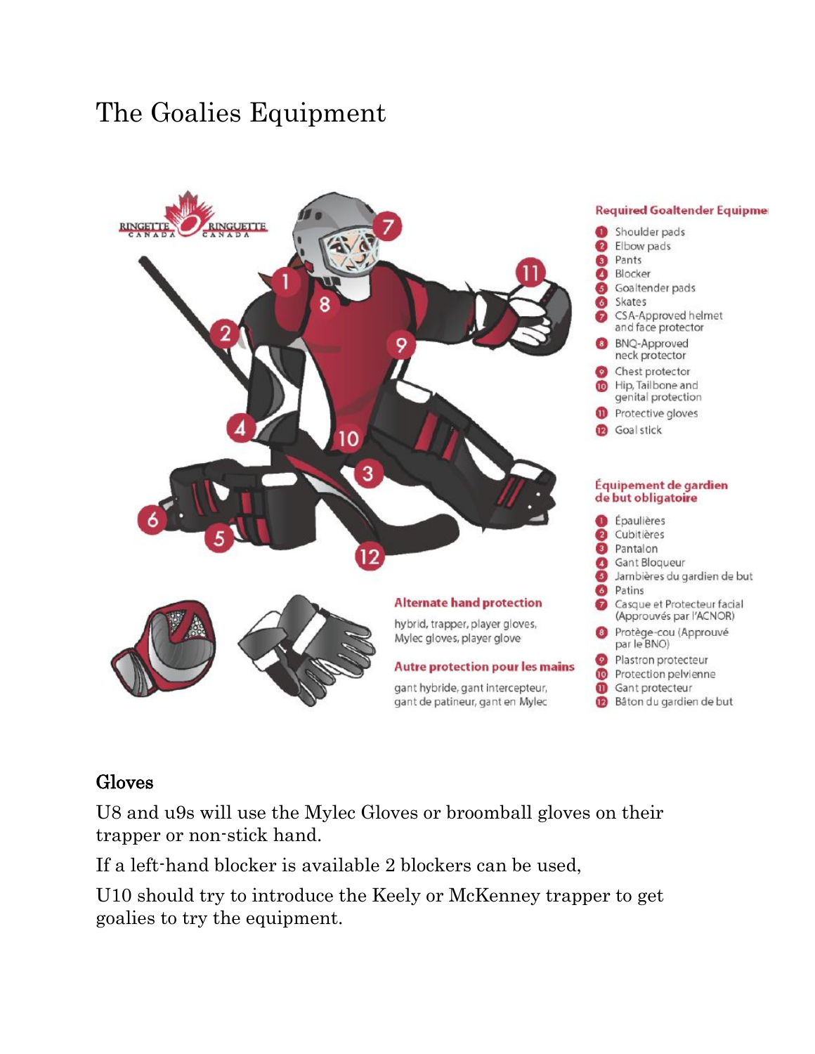# The Goalies Equipment

RINGETTE CANADA RINGUETTE CANADA

**Required Goaltender Equipme**

1. Shoulder pads
2. Elbow pads
3. Pants
4. Blocker
5. Goaltender pads
6. Skates
7. CSA-Approved helmet and face protector
8. BNQ-Approved neck protector
9. Chest protector
10. Hip, Tailbone and genital protection
11. Protective gloves
12. Goal stick

**Équipement de gardien de but obligatoire**

1. Épaulières
2. Cubitières
3. Pantalon
4. Gant Bloqueur
5. Jambières du gardien de but
6. Patins
7. Casque et Protecteur facial (Approuvés par l'ACNOR)
8. Protège-cou (Approuvé par le BNQ)
9. Plastron protecteur
10. Protection pelvienne
11. Gant protecteur
12. Bâton du gardien de but

**Alternate hand protection**

hybrid, trapper, player gloves, Mylec gloves, player glove

**Autre protection pour les mains**

gant hybride, gant intercepteur, gant de patineur, gant en Mylec

## Gloves

U8 and u9s will use the Mylec Gloves or broomball gloves on their trapper or non-stick hand.

If a left-hand blocker is available 2 blockers can be used,

U10 should try to introduce the Keely or McKenney trapper to get goalies to try the equipment.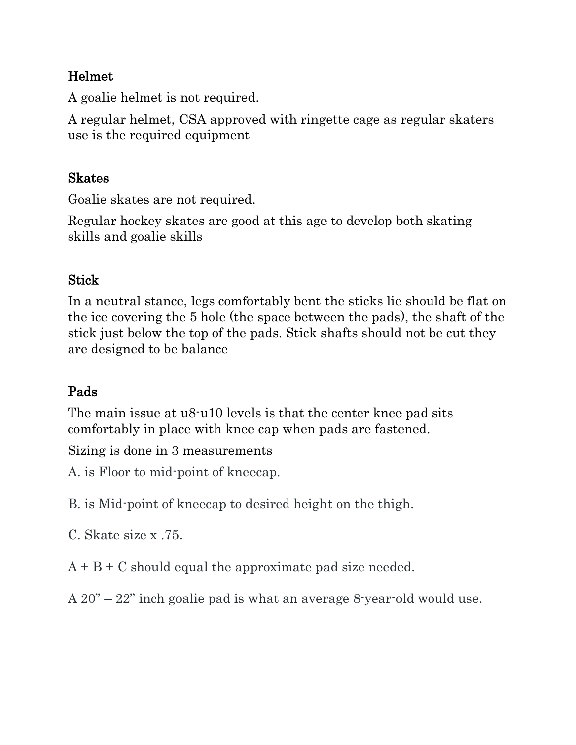## Helmet

A goalie helmet is not required.

A regular helmet, CSA approved with ringette cage as regular skaters use is the required equipment

## Skates

Goalie skates are not required.

Regular hockey skates are good at this age to develop both skating skills and goalie skills

## Stick

In a neutral stance, legs comfortably bent the sticks lie should be flat on the ice covering the 5 hole (the space between the pads), the shaft of the stick just below the top of the pads. Stick shafts should not be cut they are designed to be balance

## Pads

The main issue at u8-u10 levels is that the center knee pad sits comfortably in place with knee cap when pads are fastened.

Sizing is done in 3 measurements

A. is Floor to mid-point of kneecap.

B. is Mid-point of kneecap to desired height on the thigh.

C. Skate size x .75.

A + B + C should equal the approximate pad size needed.

A 20" – 22" inch goalie pad is what an average 8-year-old would use.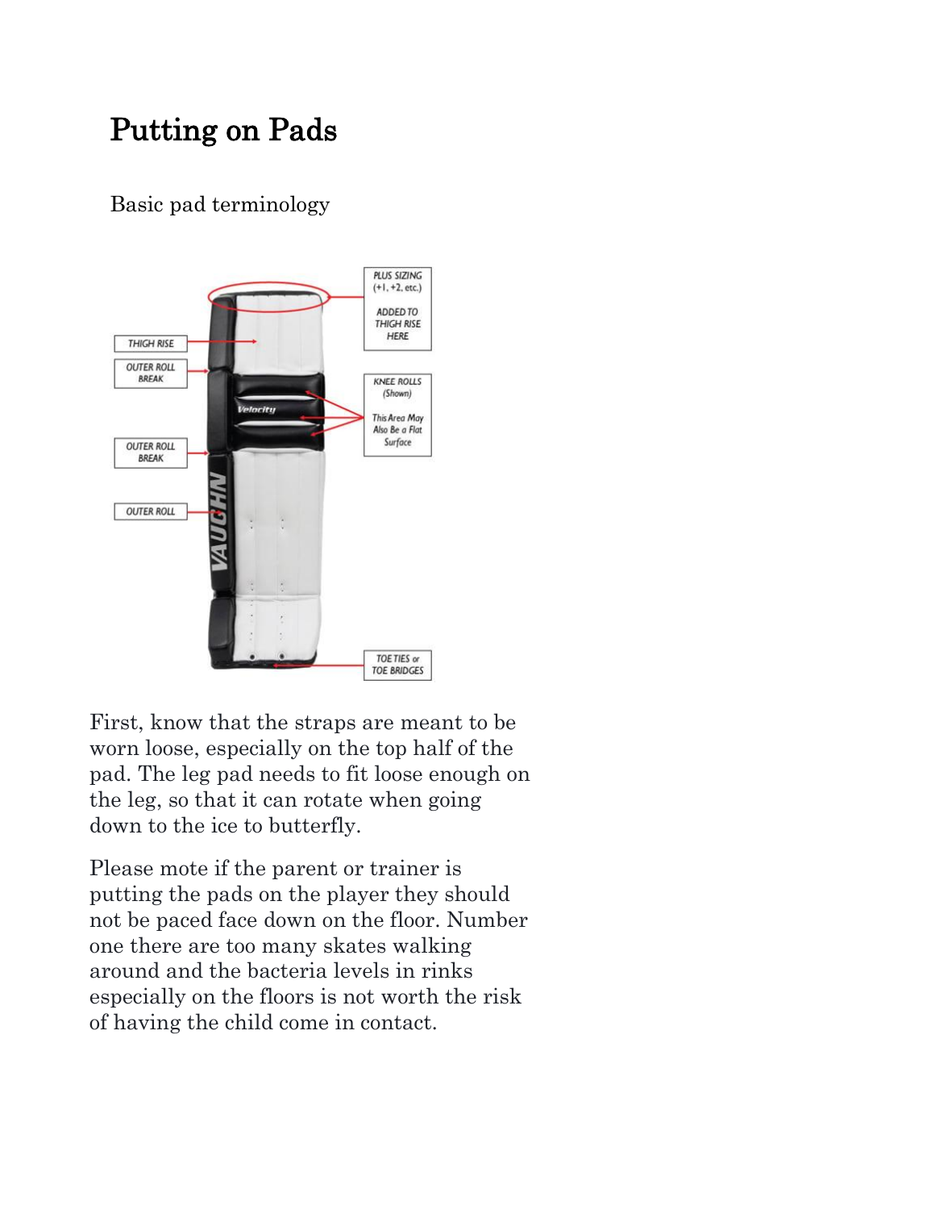# Putting on Pads

Basic pad terminology

First, know that the straps are meant to be worn loose, especially on the top half of the pad. The leg pad needs to fit loose enough on the leg, so that it can rotate when going down to the ice to butterfly.

Please mote if the parent or trainer is putting the pads on the player they should not be paced face down on the floor. Number one there are too many skates walking around and the bacteria levels in rinks especially on the floors is not worth the risk of having the child come in contact.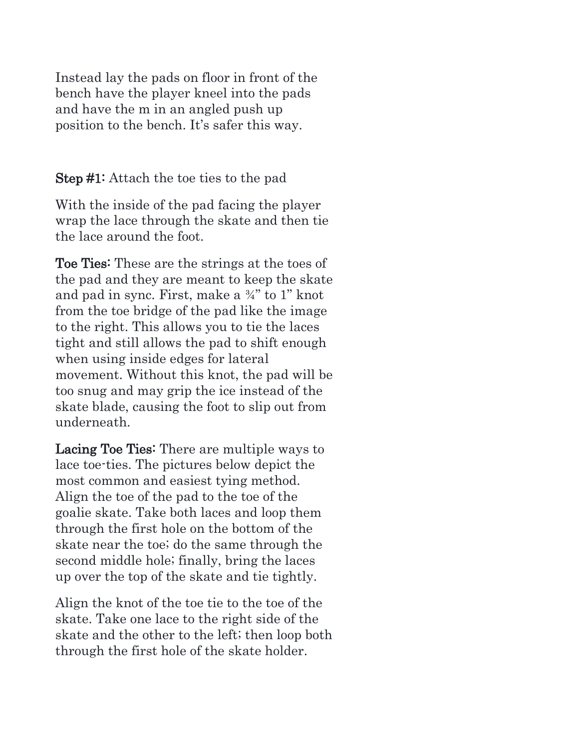Instead lay the pads on floor in front of the bench have the player kneel into the pads and have the m in an angled push up position to the bench. It's safer this way.

**Step #1:** Attach the toe ties to the pad

With the inside of the pad facing the player wrap the lace through the skate and then tie the lace around the foot.

**Toe Ties:** These are the strings at the toes of the pad and they are meant to keep the skate and pad in sync. First, make a ¾" to 1" knot from the toe bridge of the pad like the image to the right. This allows you to tie the laces tight and still allows the pad to shift enough when using inside edges for lateral movement. Without this knot, the pad will be too snug and may grip the ice instead of the skate blade, causing the foot to slip out from underneath.

**Lacing Toe Ties:** There are multiple ways to lace toe-ties. The pictures below depict the most common and easiest tying method. Align the toe of the pad to the toe of the goalie skate. Take both laces and loop them through the first hole on the bottom of the skate near the toe; do the same through the second middle hole; finally, bring the laces up over the top of the skate and tie tightly.

Align the knot of the toe tie to the toe of the skate. Take one lace to the right side of the skate and the other to the left; then loop both through the first hole of the skate holder.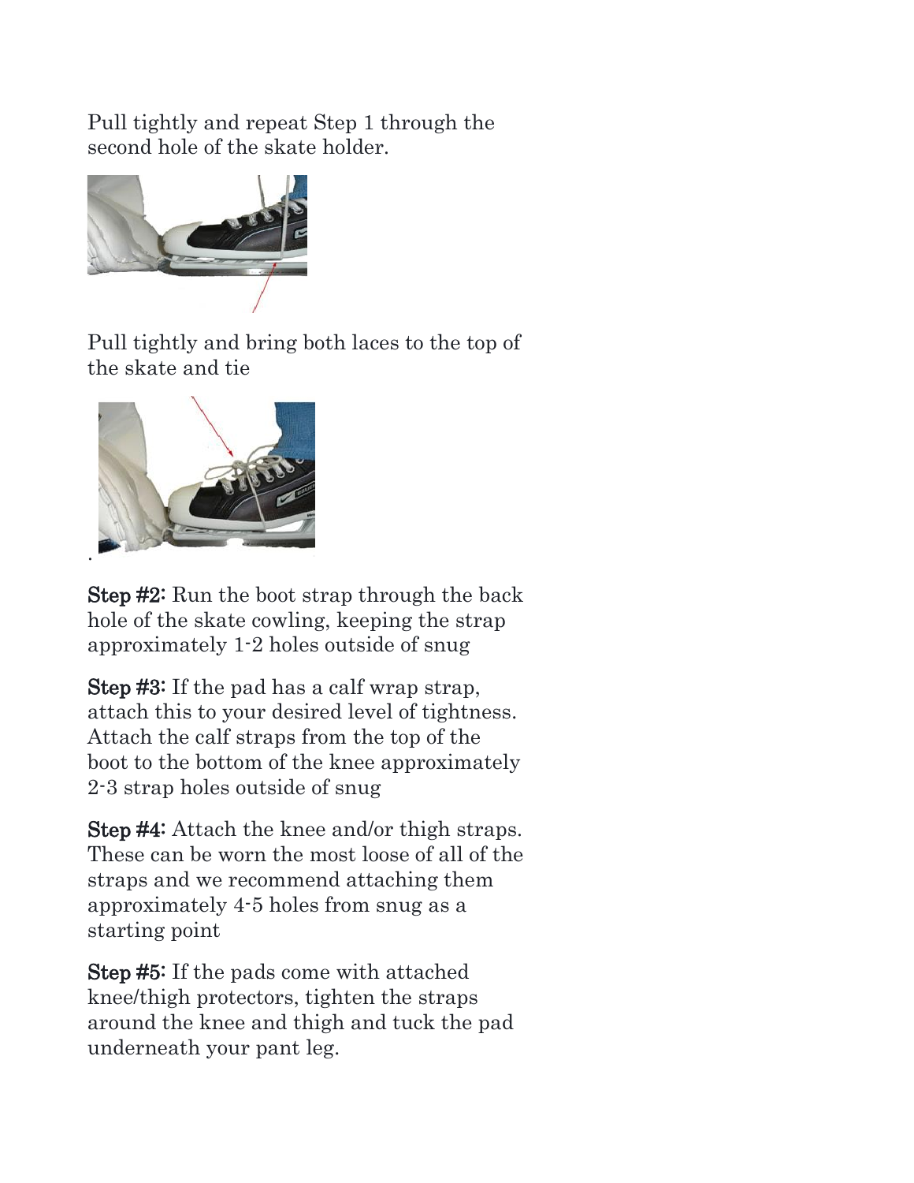Pull tightly and repeat Step 1 through the second hole of the skate holder.

Pull tightly and bring both laces to the top of the skate and tie

.

**Step #2:** Run the boot strap through the back hole of the skate cowling, keeping the strap approximately 1-2 holes outside of snug

**Step #3:** If the pad has a calf wrap strap, attach this to your desired level of tightness. Attach the calf straps from the top of the boot to the bottom of the knee approximately 2-3 strap holes outside of snug

**Step #4:** Attach the knee and/or thigh straps. These can be worn the most loose of all of the straps and we recommend attaching them approximately 4-5 holes from snug as a starting point

**Step #5:** If the pads come with attached knee/thigh protectors, tighten the straps around the knee and thigh and tuck the pad underneath your pant leg.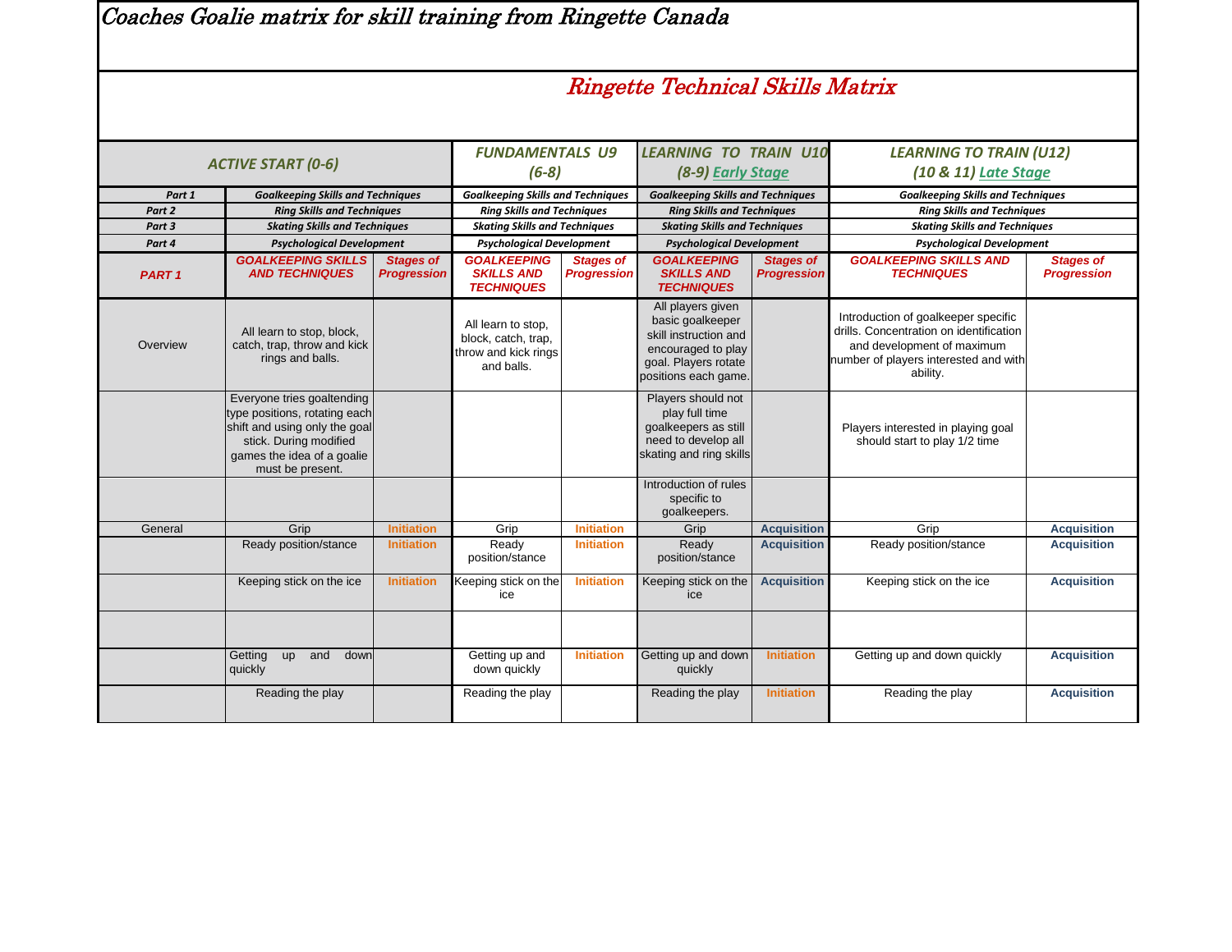*Coaches Goalie matrix for skill training from Ringette Canada*

## *Ringette Technical Skills Matrix*

| ACTIVE START (0-6) | | | FUNDAMENTALS U9 (6-8) | | LEARNING TO TRAIN U10 (8-9) Early Stage | | LEARNING TO TRAIN (U12) (10 & 11) Late Stage | |
|---|---|---|---|---|---|---|---|---|
| Part 1 | Goalkeeping Skills and Techniques | | Goalkeeping Skills and Techniques | | Goalkeeping Skills and Techniques | | Goalkeeping Skills and Techniques | |
| Part 2 | Ring Skills and Techniques | | Ring Skills and Techniques | | Ring Skills and Techniques | | Ring Skills and Techniques | |
| Part 3 | Skating Skills and Techniques | | Skating Skills and Techniques | | Skating Skills and Techniques | | Skating Skills and Techniques | |
| Part 4 | Psychological Development | | Psychological Development | | Psychological Development | | Psychological Development | |
| PART 1 | GOALKEEPING SKILLS AND TECHNIQUES | Stages of Progression | GOALKEEPING SKILLS AND TECHNIQUES | Stages of Progression | GOALKEEPING SKILLS AND TECHNIQUES | Stages of Progression | GOALKEEPING SKILLS AND TECHNIQUES | Stages of Progression |
| Overview | All learn to stop, block, catch, trap, throw and kick rings and balls. | | All learn to stop, block, catch, trap, throw and kick rings and balls. | | All players given basic goalkeeper skill instruction and encouraged to play goal. Players rotate positions each game. | | Introduction of goalkeeper specific drills. Concentration on identification and development of maximum number of players interested and with ability. | |
| | Everyone tries goaltending type positions, rotating each shift and using only the goal stick. During modified games the idea of a goalie must be present. | | | | Players should not play full time goalkeepers as still need to develop all skating and ring skills | | Players interested in playing goal should start to play 1/2 time | |
| | | | | | Introduction of rules specific to goalkeepers. | | | |
| General | Grip | Initiation | Grip | Initiation | Grip | Acquisition | Grip | Acquisition |
| | Ready position/stance | Initiation | Ready position/stance | Initiation | Ready position/stance | Acquisition | Ready position/stance | Acquisition |
| | Keeping stick on the ice | Initiation | Keeping stick on the ice | Initiation | Keeping stick on the ice | Acquisition | Keeping stick on the ice | Acquisition |
| | | | | | | | | |
| | Getting up and down quickly | | Getting up and down quickly | Initiation | Getting up and down quickly | Initiation | Getting up and down quickly | Acquisition |
| | Reading the play | | Reading the play | | Reading the play | Initiation | Reading the play | Acquisition |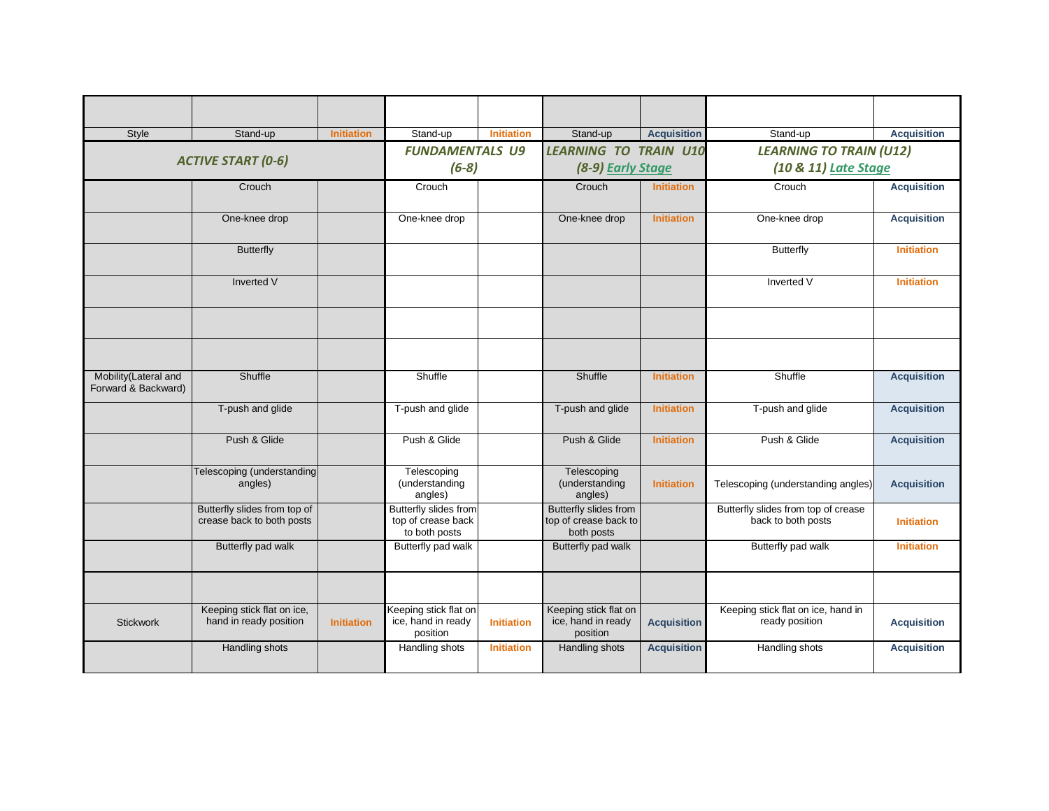| | | | | | | | | |
|---|---|---|---|---|---|---|---|---|
| | | | | | | | | |
| Style | Stand-up | Initiation | Stand-up | Initiation | Stand-up | Acquisition | Stand-up | Acquisition |
| ***ACTIVE START (0-6)*** | | | ***FUNDAMENTALS U9 (6-8)*** | | ***LEARNING TO TRAIN U10 (8-9) Early Stage*** | | ***LEARNING TO TRAIN (U12) (10 & 11) Late Stage*** | |
| | Crouch | | Crouch | | Crouch | Initiation | Crouch | Acquisition |
| | One-knee drop | | One-knee drop | | One-knee drop | Initiation | One-knee drop | Acquisition |
| | Butterfly | | | | | | Butterfly | Initiation |
| | Inverted V | | | | | | Inverted V | Initiation |
| | | | | | | | | |
| | | | | | | | | |
| Mobility(Lateral and Forward & Backward) | Shuffle | | Shuffle | | Shuffle | Initiation | Shuffle | Acquisition |
| | T-push and glide | | T-push and glide | | T-push and glide | Initiation | T-push and glide | Acquisition |
| | Push & Glide | | Push & Glide | | Push & Glide | Initiation | Push & Glide | Acquisition |
| | Telescoping (understanding angles) | | Telescoping (understanding angles) | | Telescoping (understanding angles) | Initiation | Telescoping (understanding angles) | Acquisition |
| | Butterfly slides from top of crease back to both posts | | Butterfly slides from top of crease back to both posts | | Butterfly slides from top of crease back to both posts | | Butterfly slides from top of crease back to both posts | Initiation |
| | Butterfly pad walk | | Butterfly pad walk | | Butterfly pad walk | | Butterfly pad walk | Initiation |
| | | | | | | | | |
| Stickwork | Keeping stick flat on ice, hand in ready position | Initiation | Keeping stick flat on ice, hand in ready position | Initiation | Keeping stick flat on ice, hand in ready position | Acquisition | Keeping stick flat on ice, hand in ready position | Acquisition |
| | Handling shots | | Handling shots | Initiation | Handling shots | Acquisition | Handling shots | Acquisition |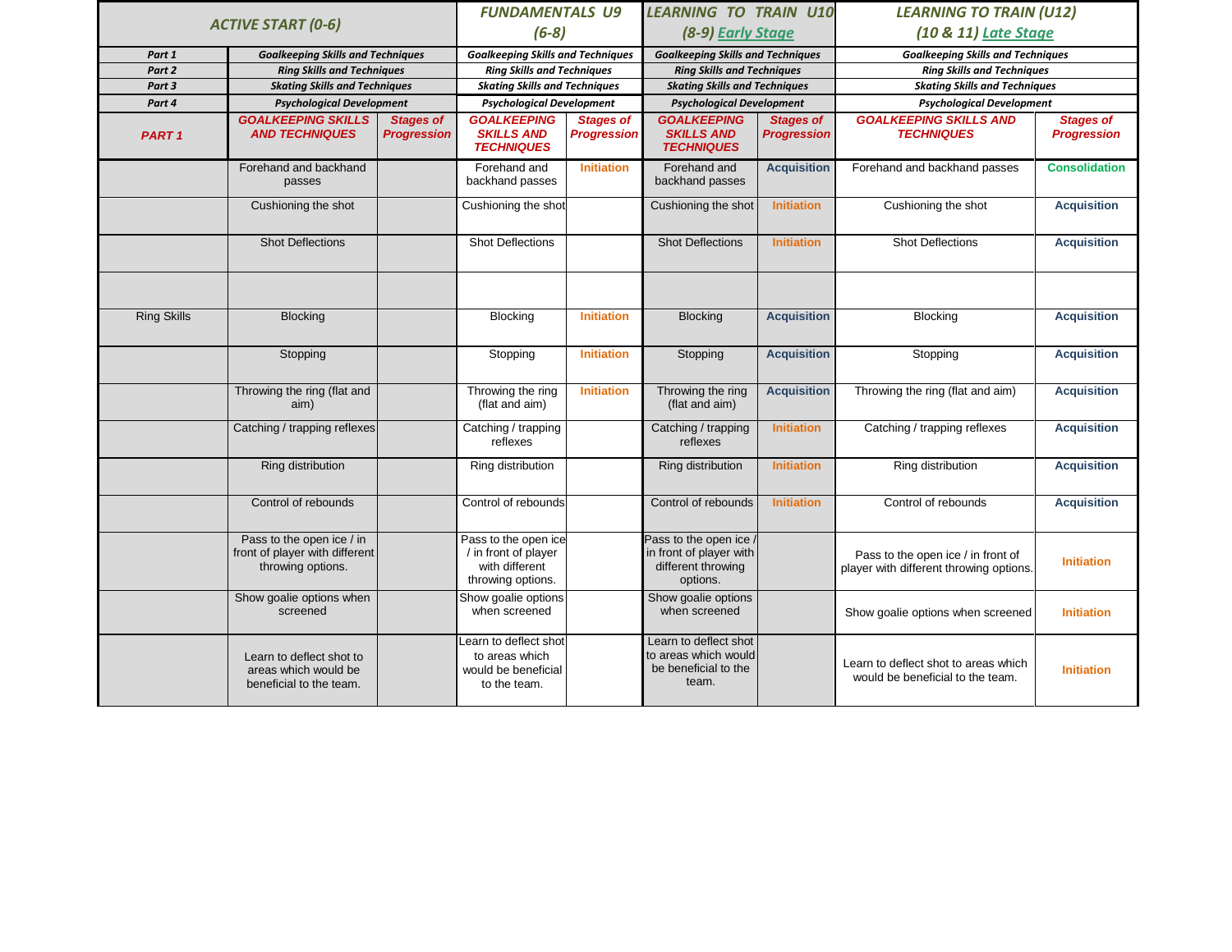| ACTIVE START (0-6) | | | FUNDAMENTALS U9 (6-8) | | LEARNING TO TRAIN U10 (8-9) Early Stage | | LEARNING TO TRAIN (U12) (10 & 11) Late Stage | |
|---|---|---|---|---|---|---|---|---|
| Part 1 | Goalkeeping Skills and Techniques | | Goalkeeping Skills and Techniques | | Goalkeeping Skills and Techniques | | Goalkeeping Skills and Techniques | |
| Part 2 | Ring Skills and Techniques | | Ring Skills and Techniques | | Ring Skills and Techniques | | Ring Skills and Techniques | |
| Part 3 | Skating Skills and Techniques | | Skating Skills and Techniques | | Skating Skills and Techniques | | Skating Skills and Techniques | |
| Part 4 | Psychological Development | | Psychological Development | | Psychological Development | | Psychological Development | |
| PART 1 | GOALKEEPING SKILLS AND TECHNIQUES | Stages of Progression | GOALKEEPING SKILLS AND TECHNIQUES | Stages of Progression | GOALKEEPING SKILLS AND TECHNIQUES | Stages of Progression | GOALKEEPING SKILLS AND TECHNIQUES | Stages of Progression |
| | Forehand and backhand passes | | Forehand and backhand passes | Initiation | Forehand and backhand passes | Acquisition | Forehand and backhand passes | Consolidation |
| | Cushioning the shot | | Cushioning the shot | | Cushioning the shot | Initiation | Cushioning the shot | Acquisition |
| | Shot Deflections | | Shot Deflections | | Shot Deflections | Initiation | Shot Deflections | Acquisition |
| | | | | | | | | |
| Ring Skills | Blocking | | Blocking | Initiation | Blocking | Acquisition | Blocking | Acquisition |
| | Stopping | | Stopping | Initiation | Stopping | Acquisition | Stopping | Acquisition |
| | Throwing the ring (flat and aim) | | Throwing the ring (flat and aim) | Initiation | Throwing the ring (flat and aim) | Acquisition | Throwing the ring (flat and aim) | Acquisition |
| | Catching / trapping reflexes | | Catching / trapping reflexes | | Catching / trapping reflexes | Initiation | Catching / trapping reflexes | Acquisition |
| | Ring distribution | | Ring distribution | | Ring distribution | Initiation | Ring distribution | Acquisition |
| | Control of rebounds | | Control of rebounds | | Control of rebounds | Initiation | Control of rebounds | Acquisition |
| | Pass to the open ice / in front of player with different throwing options. | | Pass to the open ice / in front of player with different throwing options. | | Pass to the open ice / in front of player with different throwing options. | | Pass to the open ice / in front of player with different throwing options. | Initiation |
| | Show goalie options when screened | | Show goalie options when screened | | Show goalie options when screened | | Show goalie options when screened | Initiation |
| | Learn to deflect shot to areas which would be beneficial to the team. | | Learn to deflect shot to areas which would be beneficial to the team. | | Learn to deflect shot to areas which would be beneficial to the team. | | Learn to deflect shot to areas which would be beneficial to the team. | Initiation |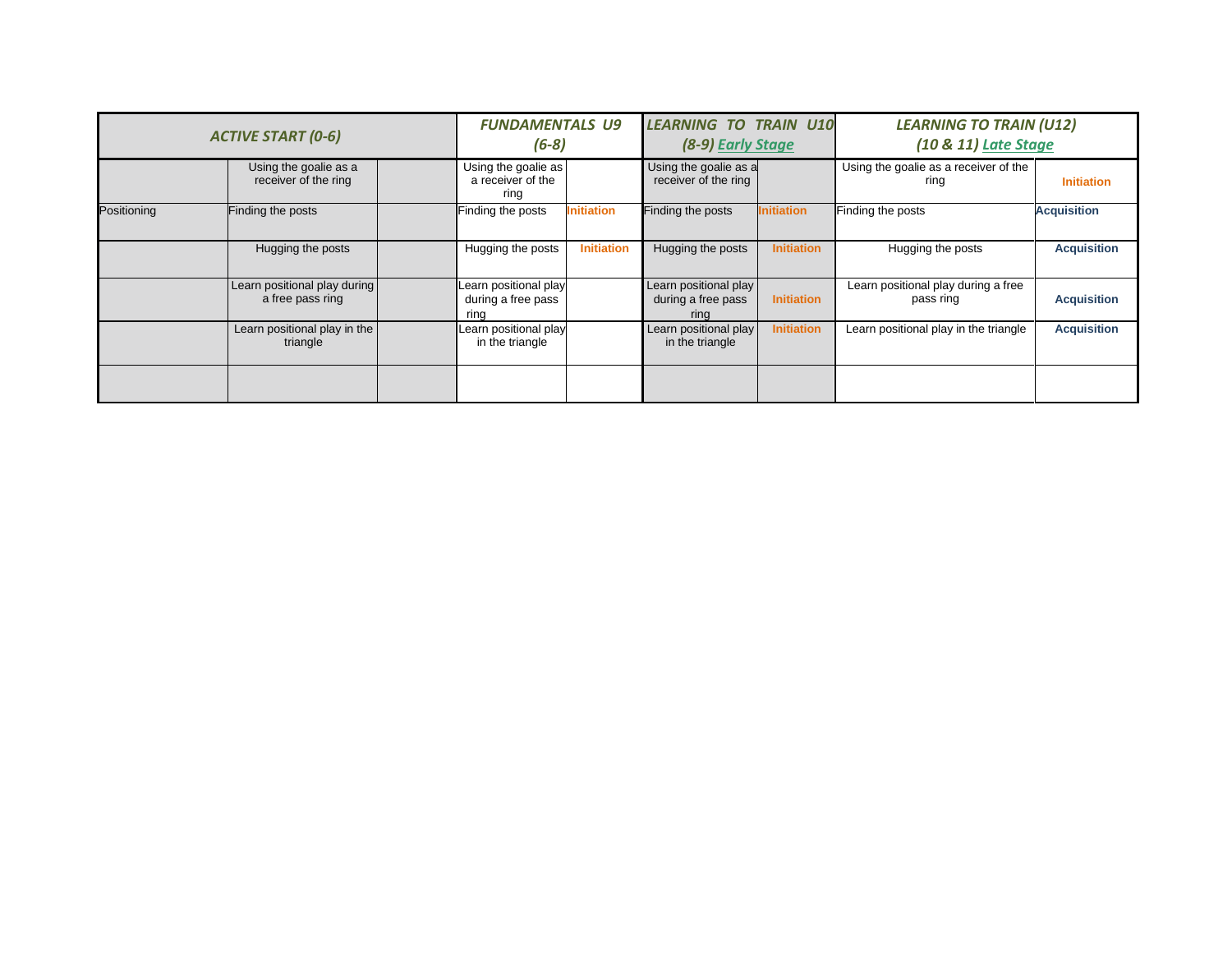| ACTIVE START (0-6) | | | FUNDAMENTALS U9 (6-8) | | LEARNING TO TRAIN U10 (8-9) Early Stage | | LEARNING TO TRAIN (U12) (10 & 11) Late Stage | |
|---|---|---|---|---|---|---|---|---|
| | Using the goalie as a receiver of the ring | | Using the goalie as a receiver of the ring | | Using the goalie as a receiver of the ring | | Using the goalie as a receiver of the ring | Initiation |
| Positioning | Finding the posts | | Finding the posts | Initiation | Finding the posts | Initiation | Finding the posts | Acquisition |
| | Hugging the posts | | Hugging the posts | Initiation | Hugging the posts | Initiation | Hugging the posts | Acquisition |
| | Learn positional play during a free pass ring | | Learn positional play during a free pass ring | | Learn positional play during a free pass ring | Initiation | Learn positional play during a free pass ring | Acquisition |
| | Learn positional play in the triangle | | Learn positional play in the triangle | | Learn positional play in the triangle | Initiation | Learn positional play in the triangle | Acquisition |
| | | | | | | | | |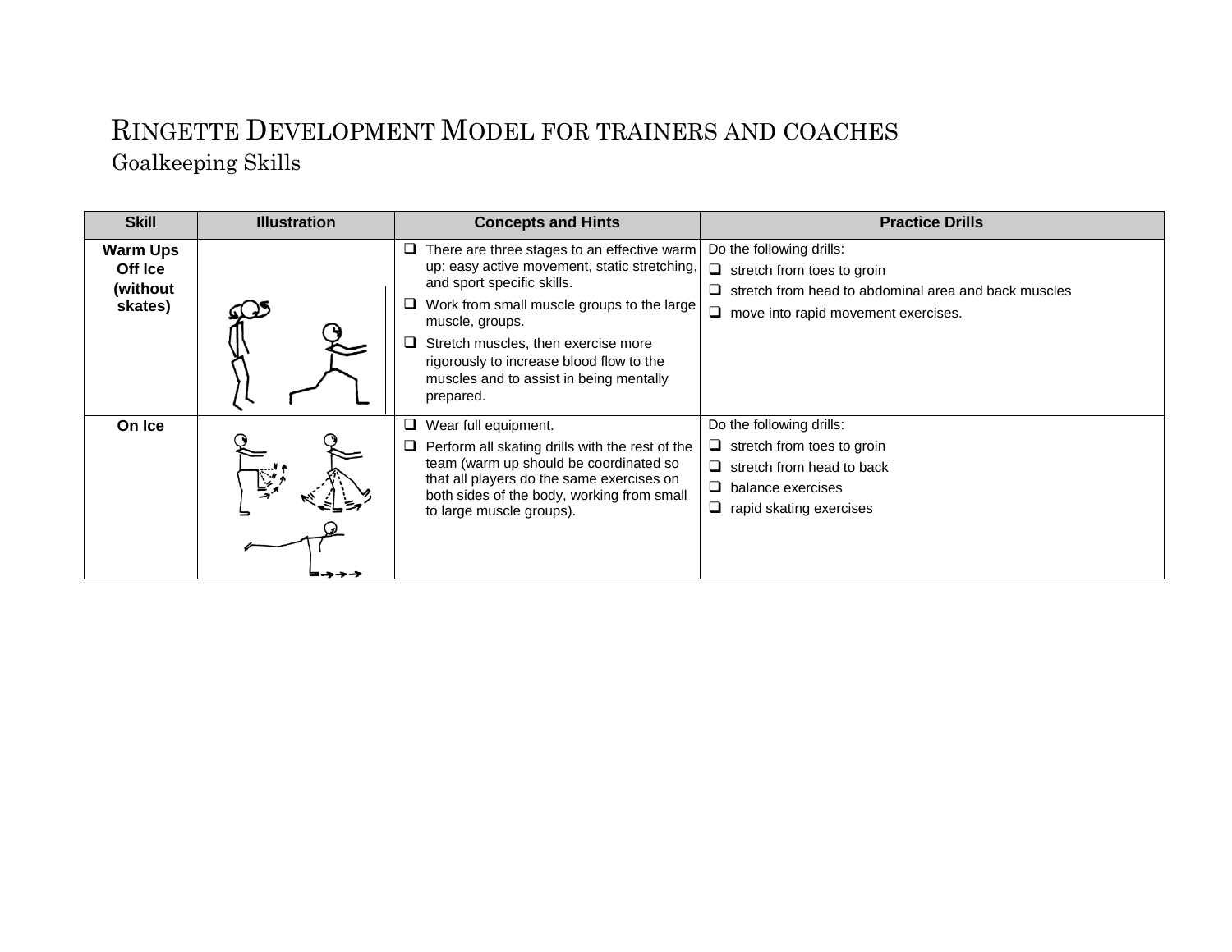# RINGETTE DEVELOPMENT MODEL FOR TRAINERS AND COACHES

## Goalkeeping Skills

| Skill | Illustration | Concepts and Hints | Practice Drills |
|---|---|---|---|
| **Warm Ups Off Ice (without skates)** | | ❑ There are three stages to an effective warm up: easy active movement, static stretching, and sport specific skills.<br>❑ Work from small muscle groups to the large muscle, groups.<br>❑ Stretch muscles, then exercise more rigorously to increase blood flow to the muscles and to assist in being mentally prepared. | Do the following drills:<br>❑ stretch from toes to groin<br>❑ stretch from head to abdominal area and back muscles<br>❑ move into rapid movement exercises. |
| **On Ice** | | ❑ Wear full equipment.<br>❑ Perform all skating drills with the rest of the team (warm up should be coordinated so that all players do the same exercises on both sides of the body, working from small to large muscle groups). | Do the following drills:<br>❑ stretch from toes to groin<br>❑ stretch from head to back<br>❑ balance exercises<br>❑ rapid skating exercises |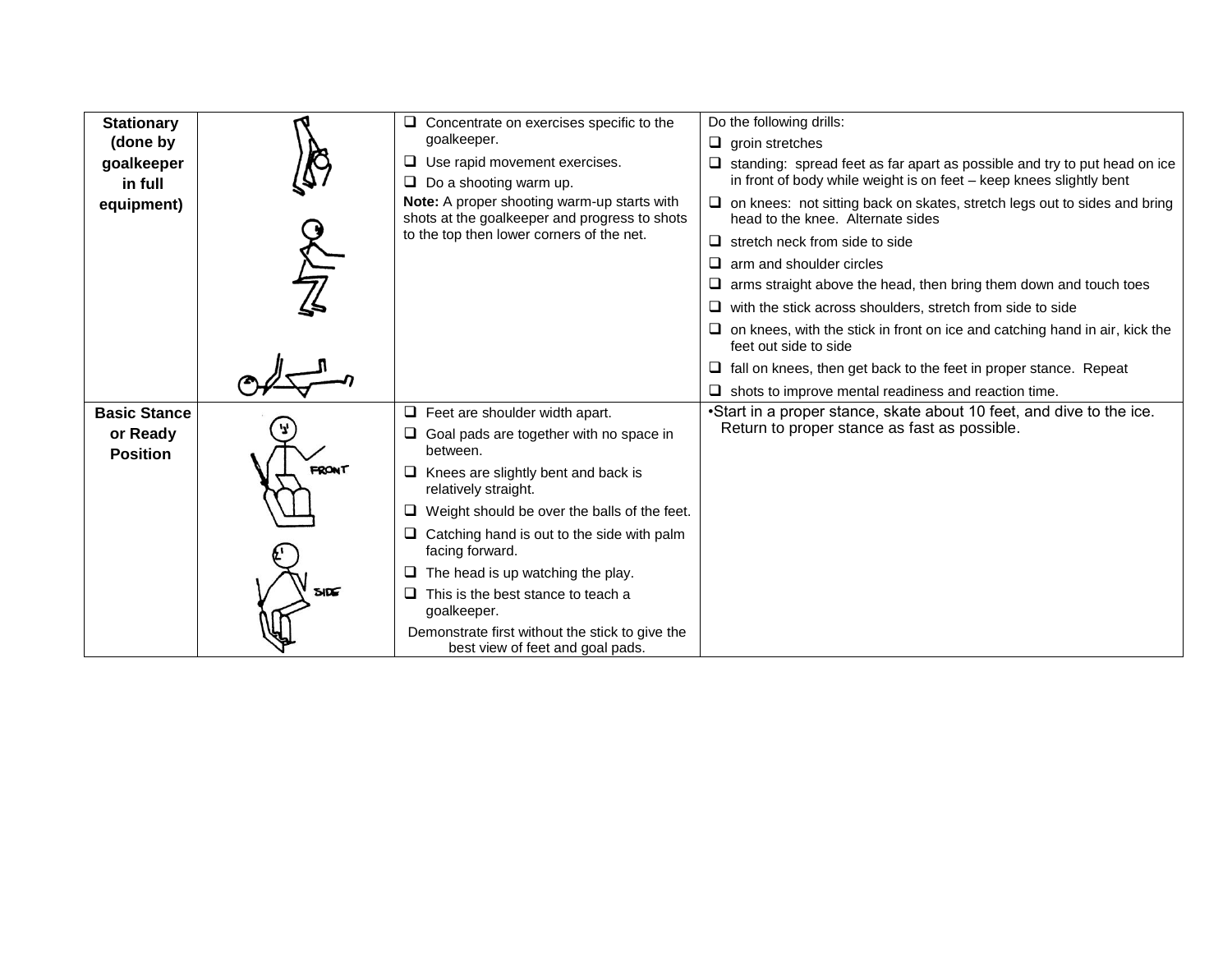| | | | |
|---|---|---|---|
| **Stationary (done by goalkeeper in full equipment)** | | ❑ Concentrate on exercises specific to the goalkeeper.<br>❑ Use rapid movement exercises.<br>❑ Do a shooting warm up.<br>**Note:** A proper shooting warm-up starts with shots at the goalkeeper and progress to shots to the top then lower corners of the net. | Do the following drills:<br>❑ groin stretches<br>❑ standing: spread feet as far apart as possible and try to put head on ice in front of body while weight is on feet – keep knees slightly bent<br>❑ on knees: not sitting back on skates, stretch legs out to sides and bring head to the knee. Alternate sides<br>❑ stretch neck from side to side<br>❑ arm and shoulder circles<br>❑ arms straight above the head, then bring them down and touch toes<br>❑ with the stick across shoulders, stretch from side to side<br>❑ on knees, with the stick in front on ice and catching hand in air, kick the feet out side to side<br>❑ fall on knees, then get back to the feet in proper stance. Repeat<br>❑ shots to improve mental readiness and reaction time. |
| **Basic Stance or Ready Position** | FRONT<br>SIDE | ❑ Feet are shoulder width apart.<br>❑ Goal pads are together with no space in between.<br>❑ Knees are slightly bent and back is relatively straight.<br>❑ Weight should be over the balls of the feet.<br>❑ Catching hand is out to the side with palm facing forward.<br>❑ The head is up watching the play.<br>❑ This is the best stance to teach a goalkeeper.<br>Demonstrate first without the stick to give the best view of feet and goal pads. | •Start in a proper stance, skate about 10 feet, and dive to the ice. Return to proper stance as fast as possible. |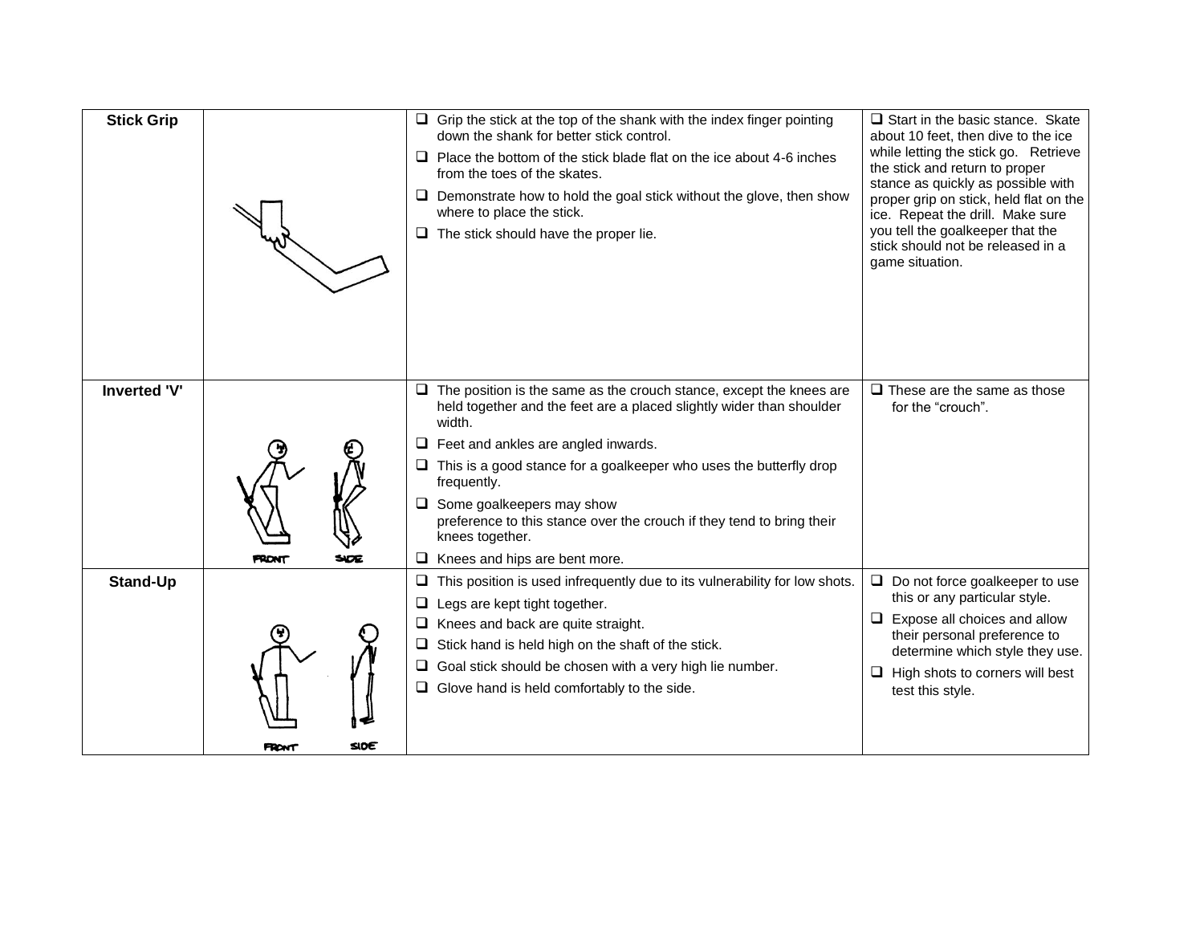| | | | |
|---|---|---|---|
| **Stick Grip** | | ❑ Grip the stick at the top of the shank with the index finger pointing down the shank for better stick control.<br>❑ Place the bottom of the stick blade flat on the ice about 4-6 inches from the toes of the skates.<br>❑ Demonstrate how to hold the goal stick without the glove, then show where to place the stick.<br>❑ The stick should have the proper lie. | ❑ Start in the basic stance. Skate about 10 feet, then dive to the ice while letting the stick go. Retrieve the stick and return to proper stance as quickly as possible with proper grip on stick, held flat on the ice. Repeat the drill. Make sure you tell the goalkeeper that the stick should not be released in a game situation. |
| **Inverted 'V'** | FRONT SIDE | ❑ The position is the same as the crouch stance, except the knees are held together and the feet are a placed slightly wider than shoulder width.<br>❑ Feet and ankles are angled inwards.<br>❑ This is a good stance for a goalkeeper who uses the butterfly drop frequently.<br>❑ Some goalkeepers may show preference to this stance over the crouch if they tend to bring their knees together.<br>❑ Knees and hips are bent more. | ❑ These are the same as those for the "crouch". |
| **Stand-Up** | FRONT SIDE | ❑ This position is used infrequently due to its vulnerability for low shots.<br>❑ Legs are kept tight together.<br>❑ Knees and back are quite straight.<br>❑ Stick hand is held high on the shaft of the stick.<br>❑ Goal stick should be chosen with a very high lie number.<br>❑ Glove hand is held comfortably to the side. | ❑ Do not force goalkeeper to use this or any particular style.<br>❑ Expose all choices and allow their personal preference to determine which style they use.<br>❑ High shots to corners will best test this style. |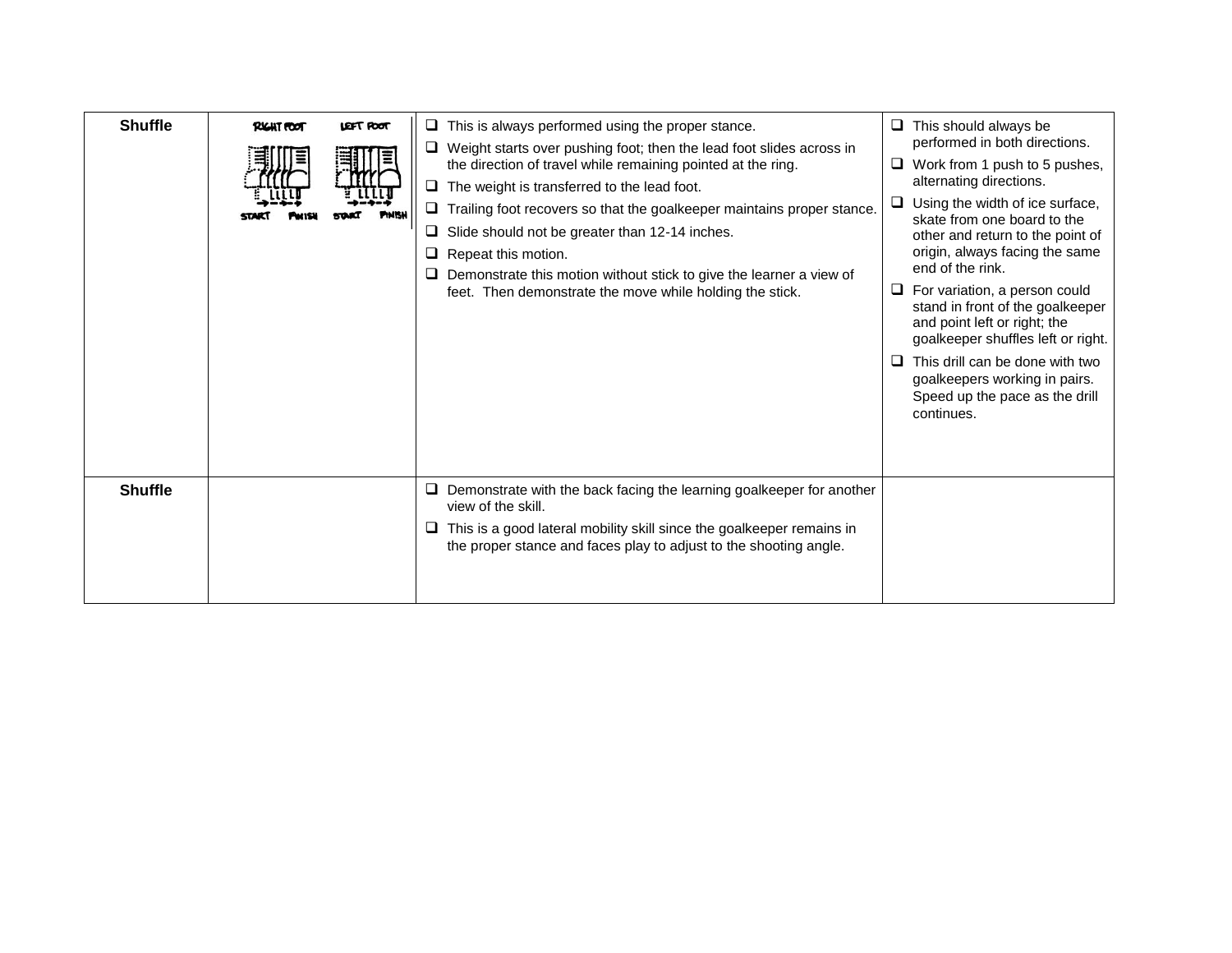| Shuffle | RIGHT FOOT / LEFT FOOT — START FINISH START FINISH | ❑ This is always performed using the proper stance.<br>❑ Weight starts over pushing foot; then the lead foot slides across in the direction of travel while remaining pointed at the ring.<br>❑ The weight is transferred to the lead foot.<br>❑ Trailing foot recovers so that the goalkeeper maintains proper stance.<br>❑ Slide should not be greater than 12-14 inches.<br>❑ Repeat this motion.<br>❑ Demonstrate this motion without stick to give the learner a view of feet. Then demonstrate the move while holding the stick. | ❑ This should always be performed in both directions.<br>❑ Work from 1 push to 5 pushes, alternating directions.<br>❑ Using the width of ice surface, skate from one board to the other and return to the point of origin, always facing the same end of the rink.<br>❑ For variation, a person could stand in front of the goalkeeper and point left or right; the goalkeeper shuffles left or right.<br>❑ This drill can be done with two goalkeepers working in pairs. Speed up the pace as the drill continues. |
|---|---|---|---|
| Shuffle | | ❑ Demonstrate with the back facing the learning goalkeeper for another view of the skill.<br>❑ This is a good lateral mobility skill since the goalkeeper remains in the proper stance and faces play to adjust to the shooting angle. | |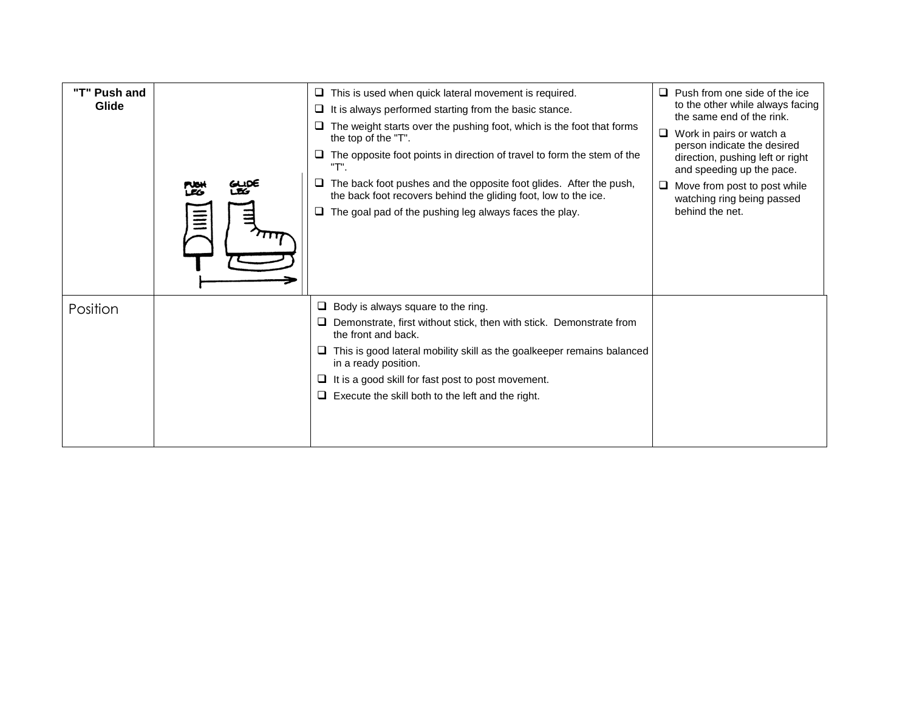| "T" Push and Glide | PUSH LEG / GLIDE LEG | This is used when quick lateral movement is required.<br>It is always performed starting from the basic stance.<br>The weight starts over the pushing foot, which is the foot that forms the top of the "T".<br>The opposite foot points in direction of travel to form the stem of the "T".<br>The back foot pushes and the opposite foot glides. After the push, the back foot recovers behind the gliding foot, low to the ice.<br>The goal pad of the pushing leg always faces the play. | Push from one side of the ice to the other while always facing the same end of the rink.<br>Work in pairs or watch a person indicate the desired direction, pushing left or right and speeding up the pace.<br>Move from post to post while watching ring being passed behind the net. |
|---|---|---|---|
| Position | | Body is always square to the ring.<br>Demonstrate, first without stick, then with stick. Demonstrate from the front and back.<br>This is good lateral mobility skill as the goalkeeper remains balanced in a ready position.<br>It is a good skill for fast post to post movement.<br>Execute the skill both to the left and the right. | |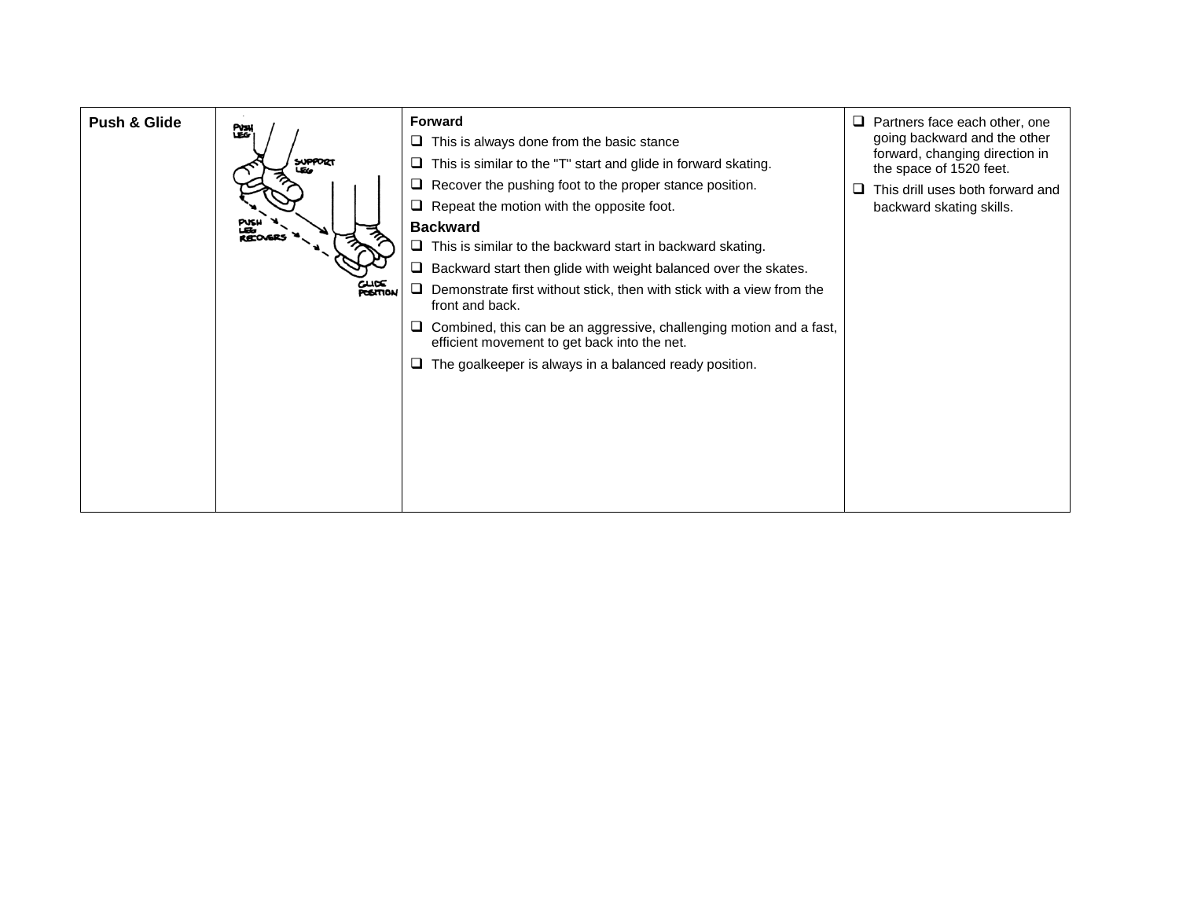| Push & Glide | | **Forward**<br>❑ This is always done from the basic stance<br>❑ This is similar to the "T" start and glide in forward skating.<br>❑ Recover the pushing foot to the proper stance position.<br>❑ Repeat the motion with the opposite foot.<br>**Backward**<br>❑ This is similar to the backward start in backward skating.<br>❑ Backward start then glide with weight balanced over the skates.<br>❑ Demonstrate first without stick, then with stick with a view from the front and back.<br>❑ Combined, this can be an aggressive, challenging motion and a fast, efficient movement to get back into the net.<br>❑ The goalkeeper is always in a balanced ready position. | ❑ Partners face each other, one going backward and the other forward, changing direction in the space of 1520 feet.<br>❑ This drill uses both forward and backward skating skills. |
|---|---|---|---|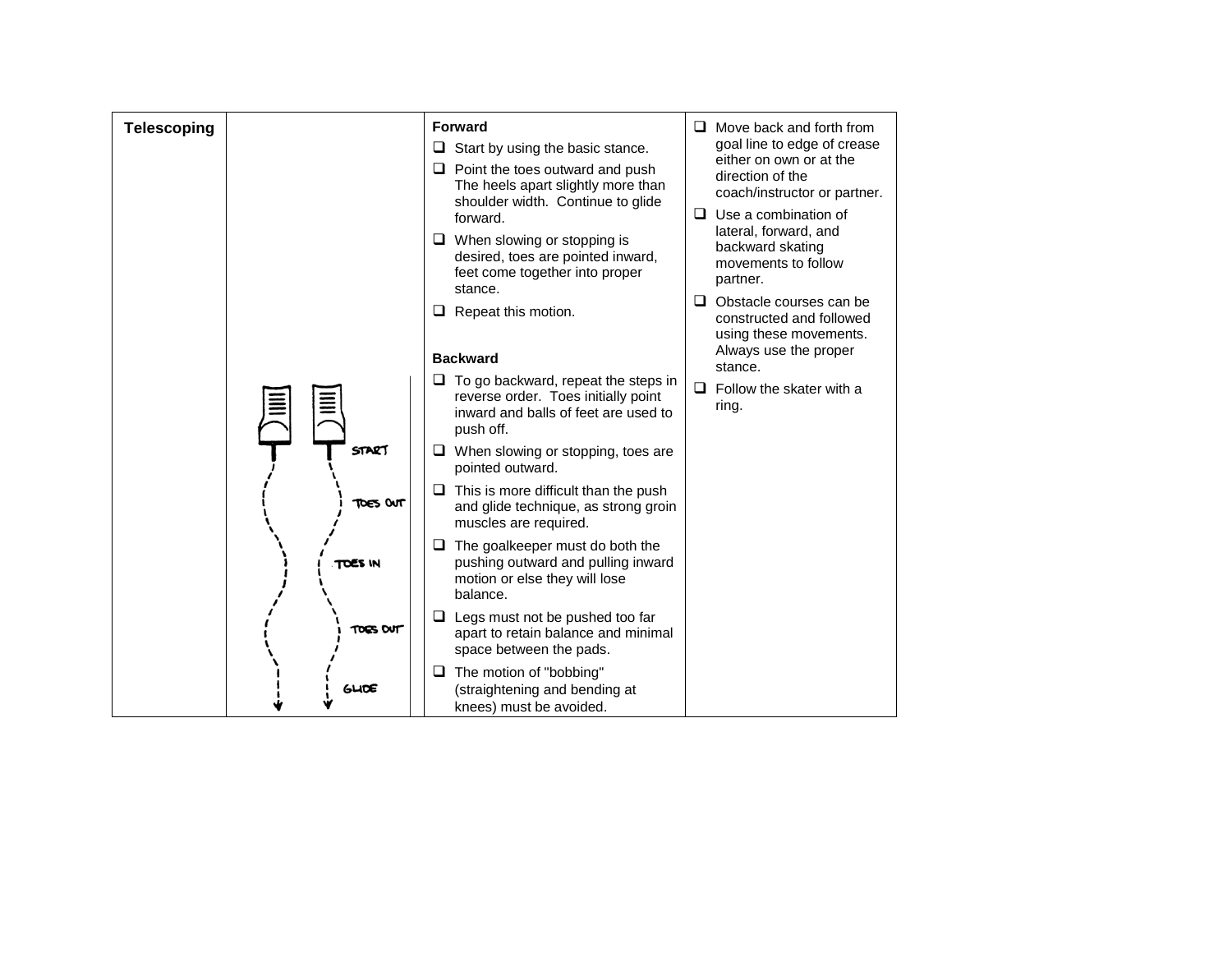| Telescoping | | Forward | |
|---|---|---|---|
| | START<br>TOES OUT<br>TOES IN<br>TOES OUT<br>GLIDE | **Forward**<br>❑ Start by using the basic stance.<br>❑ Point the toes outward and push The heels apart slightly more than shoulder width. Continue to glide forward.<br>❑ When slowing or stopping is desired, toes are pointed inward, feet come together into proper stance.<br>❑ Repeat this motion.<br><br>**Backward**<br>❑ To go backward, repeat the steps in reverse order. Toes initially point inward and balls of feet are used to push off.<br>❑ When slowing or stopping, toes are pointed outward.<br>❑ This is more difficult than the push and glide technique, as strong groin muscles are required.<br>❑ The goalkeeper must do both the pushing outward and pulling inward motion or else they will lose balance.<br>❑ Legs must not be pushed too far apart to retain balance and minimal space between the pads.<br>❑ The motion of "bobbing" (straightening and bending at knees) must be avoided. | ❑ Move back and forth from goal line to edge of crease either on own or at the direction of the coach/instructor or partner.<br>❑ Use a combination of lateral, forward, and backward skating movements to follow partner.<br>❑ Obstacle courses can be constructed and followed using these movements. Always use the proper stance.<br>❑ Follow the skater with a ring. |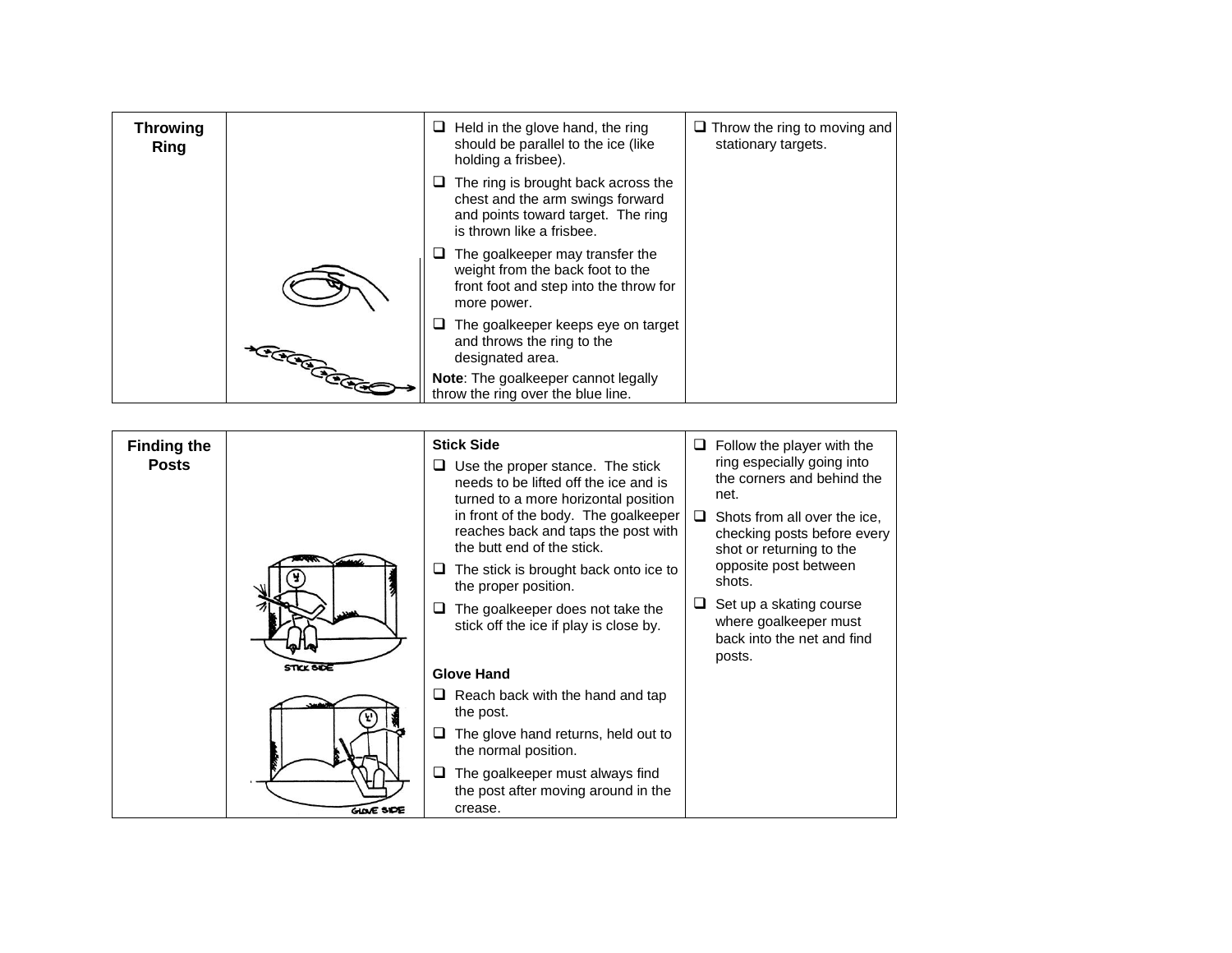| Throwing Ring | | ❑ Held in the glove hand, the ring should be parallel to the ice (like holding a frisbee).<br>❑ The ring is brought back across the chest and the arm swings forward and points toward target. The ring is thrown like a frisbee.<br>❑ The goalkeeper may transfer the weight from the back foot to the front foot and step into the throw for more power.<br>❑ The goalkeeper keeps eye on target and throws the ring to the designated area.<br>**Note**: The goalkeeper cannot legally throw the ring over the blue line. | ❑ Throw the ring to moving and stationary targets. |
|---|---|---|---|

| Finding the Posts | STICK SIDE<br>GLOVE SIDE | **Stick Side**<br>❑ Use the proper stance. The stick needs to be lifted off the ice and is turned to a more horizontal position in front of the body. The goalkeeper reaches back and taps the post with the butt end of the stick.<br>❑ The stick is brought back onto ice to the proper position.<br>❑ The goalkeeper does not take the stick off the ice if play is close by.<br><br>**Glove Hand**<br>❑ Reach back with the hand and tap the post.<br>❑ The glove hand returns, held out to the normal position.<br>❑ The goalkeeper must always find the post after moving around in the crease. | ❑ Follow the player with the ring especially going into the corners and behind the net.<br>❑ Shots from all over the ice, checking posts before every shot or returning to the opposite post between shots.<br>❑ Set up a skating course where goalkeeper must back into the net and find posts. |
|---|---|---|---|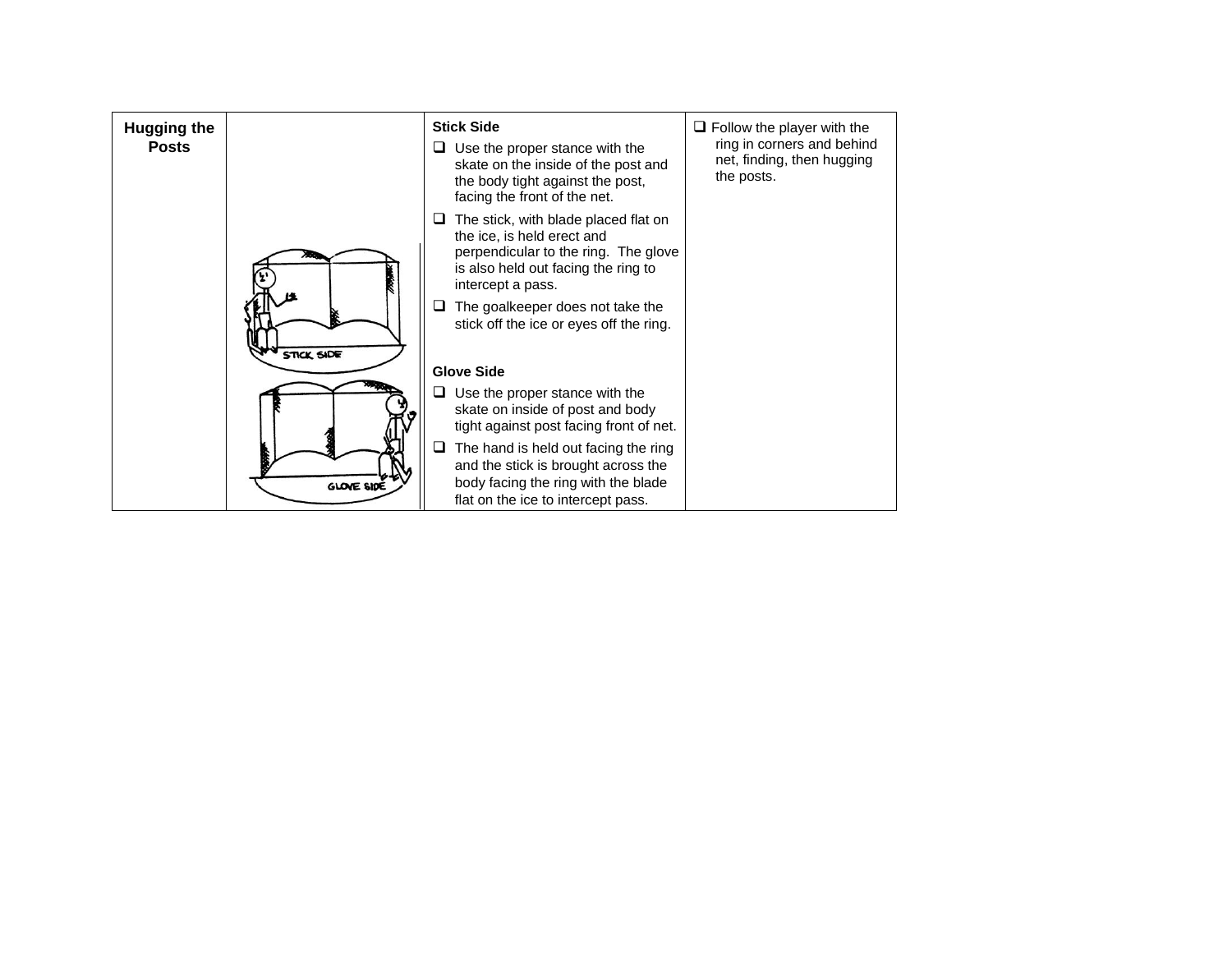| Hugging the Posts | | **Stick Side**<br>❑ Use the proper stance with the skate on the inside of the post and the body tight against the post, facing the front of the net.<br>❑ The stick, with blade placed flat on the ice, is held erect and perpendicular to the ring. The glove is also held out facing the ring to intercept a pass.<br>❑ The goalkeeper does not take the stick off the ice or eyes off the ring.<br><br>**Glove Side**<br>❑ Use the proper stance with the skate on inside of post and body tight against post facing front of net.<br>❑ The hand is held out facing the ring and the stick is brought across the body facing the ring with the blade flat on the ice to intercept pass. | ❑ Follow the player with the ring in corners and behind net, finding, then hugging the posts. |
|---|---|---|---|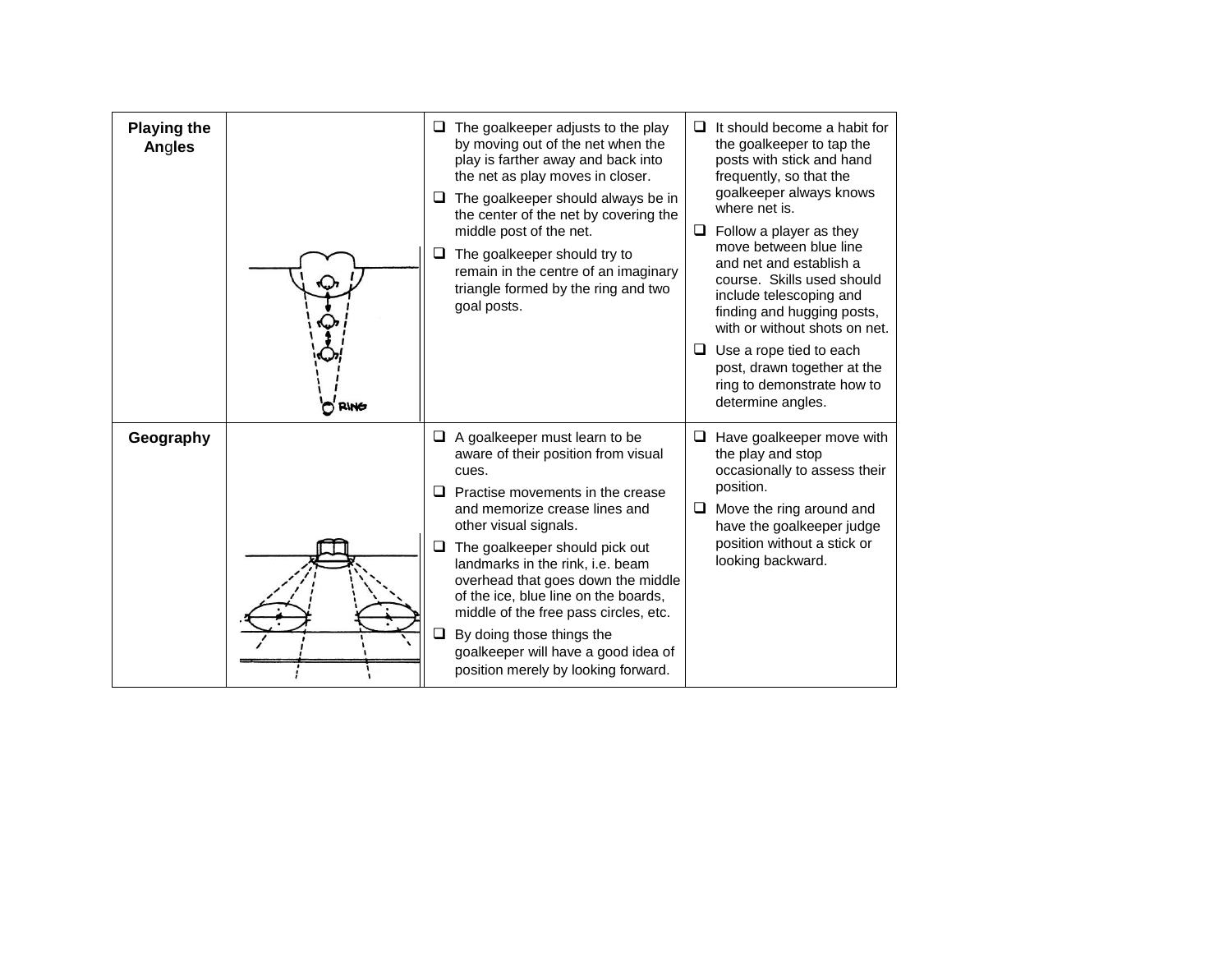| Playing the Angles | | The goalkeeper adjusts to the play by moving out of the net when the play is farther away and back into the net as play moves in closer.<br>The goalkeeper should always be in the center of the net by covering the middle post of the net.<br>The goalkeeper should try to remain in the centre of an imaginary triangle formed by the ring and two goal posts. | It should become a habit for the goalkeeper to tap the posts with stick and hand frequently, so that the goalkeeper always knows where net is.<br>Follow a player as they move between blue line and net and establish a course. Skills used should include telescoping and finding and hugging posts, with or without shots on net.<br>Use a rope tied to each post, drawn together at the ring to demonstrate how to determine angles. |
|---|---|---|---|
| **Geography** | | A goalkeeper must learn to be aware of their position from visual cues.<br>Practise movements in the crease and memorize crease lines and other visual signals.<br>The goalkeeper should pick out landmarks in the rink, i.e. beam overhead that goes down the middle of the ice, blue line on the boards, middle of the free pass circles, etc.<br>By doing those things the goalkeeper will have a good idea of position merely by looking forward. | Have goalkeeper move with the play and stop occasionally to assess their position.<br>Move the ring around and have the goalkeeper judge position without a stick or looking backward. |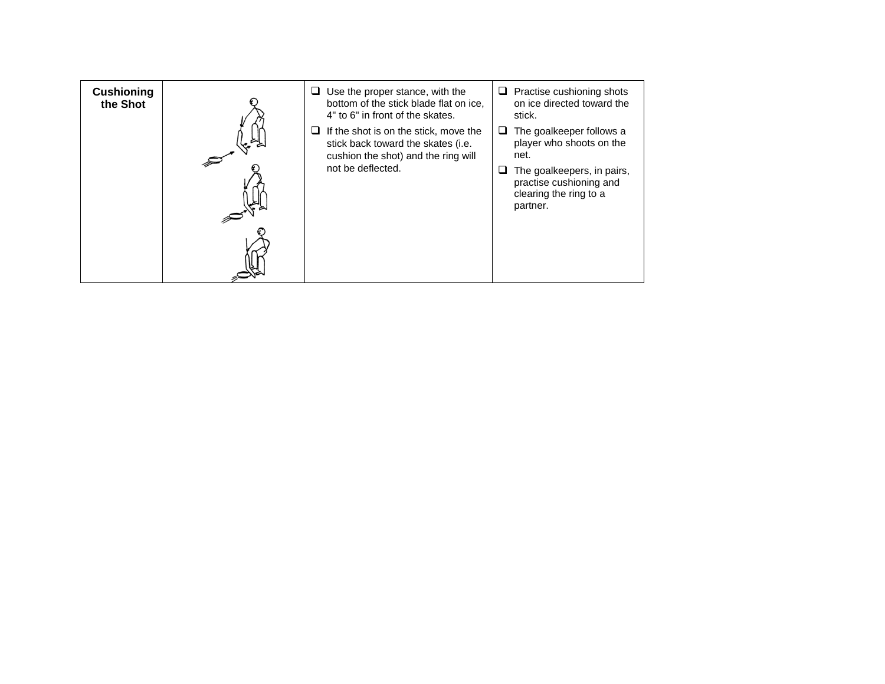| Cushioning the Shot | | - Use the proper stance, with the bottom of the stick blade flat on ice, 4" to 6" in front of the skates.<br>- If the shot is on the stick, move the stick back toward the skates (i.e. cushion the shot) and the ring will not be deflected. | - Practise cushioning shots on ice directed toward the stick.<br>- The goalkeeper follows a player who shoots on the net.<br>- The goalkeepers, in pairs, practise cushioning and clearing the ring to a partner. |
|---|---|---|---|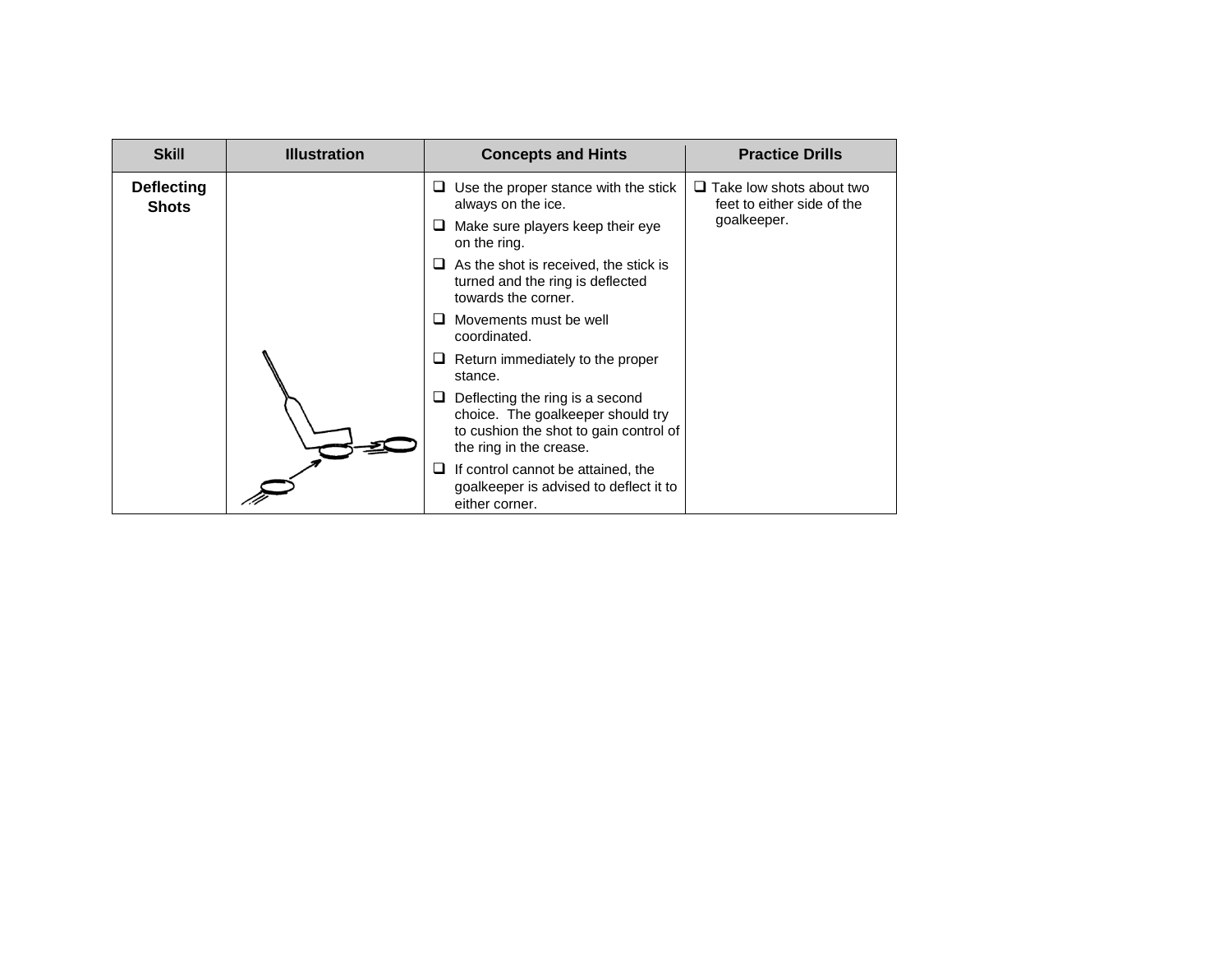| Skill | Illustration | Concepts and Hints | Practice Drills |
| --- | --- | --- | --- |
| **Deflecting Shots** | | ❑ Use the proper stance with the stick always on the ice.<br>❑ Make sure players keep their eye on the ring.<br>❑ As the shot is received, the stick is turned and the ring is deflected towards the corner.<br>❑ Movements must be well coordinated.<br>❑ Return immediately to the proper stance.<br>❑ Deflecting the ring is a second choice. The goalkeeper should try to cushion the shot to gain control of the ring in the crease.<br>❑ If control cannot be attained, the goalkeeper is advised to deflect it to either corner. | ❑ Take low shots about two feet to either side of the goalkeeper. |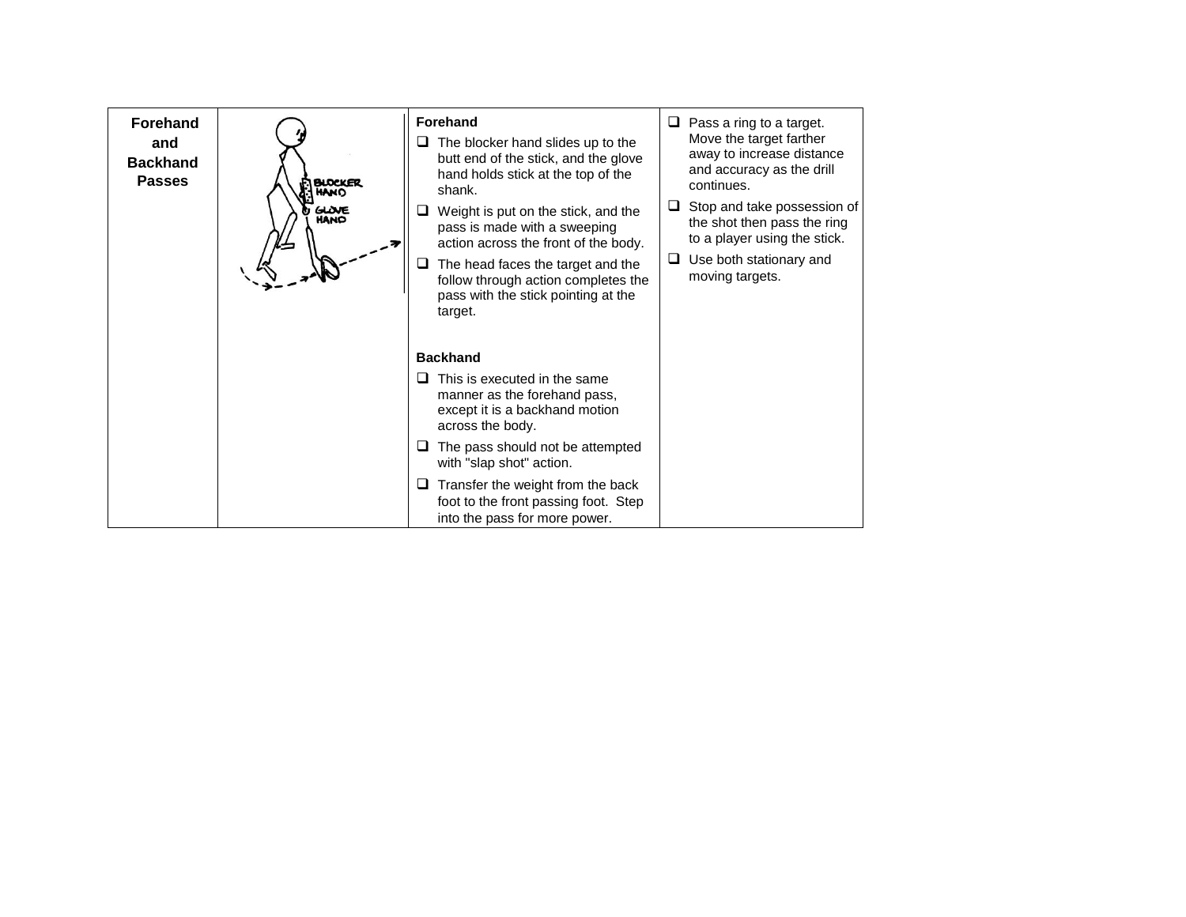| Forehand and Backhand Passes | | **Forehand**<br>❑ The blocker hand slides up to the butt end of the stick, and the glove hand holds stick at the top of the shank.<br>❑ Weight is put on the stick, and the pass is made with a sweeping action across the front of the body.<br>❑ The head faces the target and the follow through action completes the pass with the stick pointing at the target.<br><br>**Backhand**<br>❑ This is executed in the same manner as the forehand pass, except it is a backhand motion across the body.<br>❑ The pass should not be attempted with "slap shot" action.<br>❑ Transfer the weight from the back foot to the front passing foot. Step into the pass for more power. | ❑ Pass a ring to a target. Move the target farther away to increase distance and accuracy as the drill continues.<br>❑ Stop and take possession of the shot then pass the ring to a player using the stick.<br>❑ Use both stationary and moving targets. |
|---|---|---|---|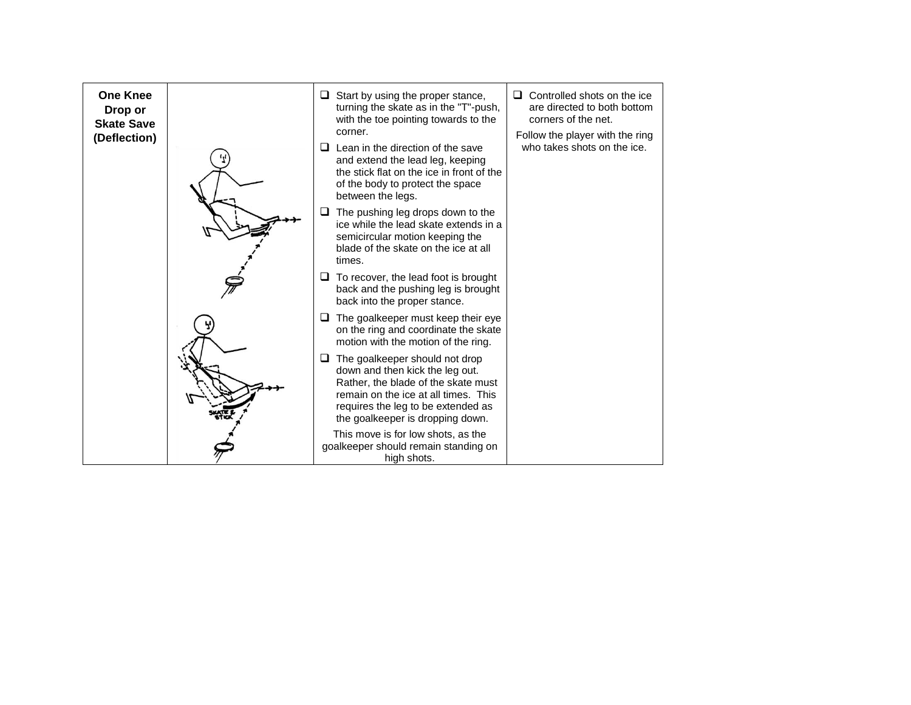| One Knee Drop or Skate Save (Deflection) | | | |
|---|---|---|---|
| | | ❑ Start by using the proper stance, turning the skate as in the "T"-push, with the toe pointing towards to the corner.<br>❑ Lean in the direction of the save and extend the lead leg, keeping the stick flat on the ice in front of the of the body to protect the space between the legs.<br>❑ The pushing leg drops down to the ice while the lead skate extends in a semicircular motion keeping the blade of the skate on the ice at all times.<br>❑ To recover, the lead foot is brought back and the pushing leg is brought back into the proper stance.<br>❑ The goalkeeper must keep their eye on the ring and coordinate the skate motion with the motion of the ring.<br>❑ The goalkeeper should not drop down and then kick the leg out. Rather, the blade of the skate must remain on the ice at all times. This requires the leg to be extended as the goalkeeper is dropping down.<br>This move is for low shots, as the goalkeeper should remain standing on high shots. | ❑ Controlled shots on the ice are directed to both bottom corners of the net.<br>Follow the player with the ring who takes shots on the ice. |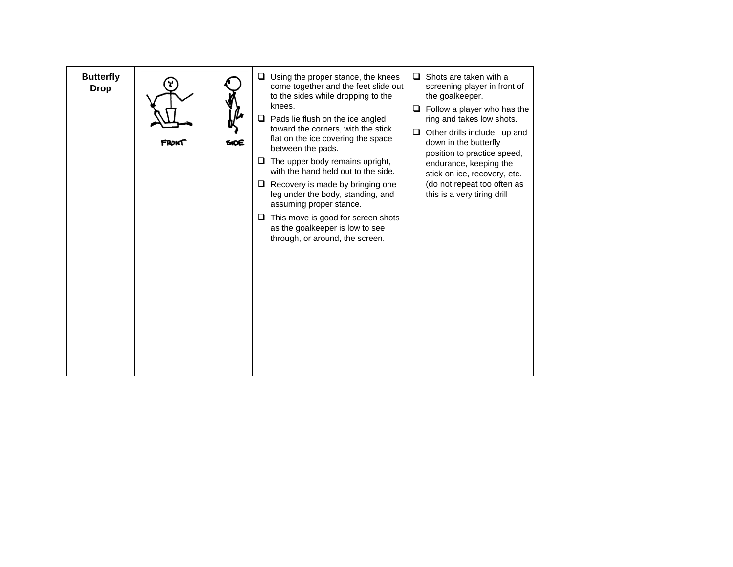| Butterfly Drop | FRONT SIDE | Using the proper stance, the knees come together and the feet slide out to the sides while dropping to the knees.<br>Pads lie flush on the ice angled toward the corners, with the stick flat on the ice covering the space between the pads.<br>The upper body remains upright, with the hand held out to the side.<br>Recovery is made by bringing one leg under the body, standing, and assuming proper stance.<br>This move is good for screen shots as the goalkeeper is low to see through, or around, the screen. | Shots are taken with a screening player in front of the goalkeeper.<br>Follow a player who has the ring and takes low shots.<br>Other drills include: up and down in the butterfly position to practice speed, endurance, keeping the stick on ice, recovery, etc. (do not repeat too often as this is a very tiring drill |
|---|---|---|---|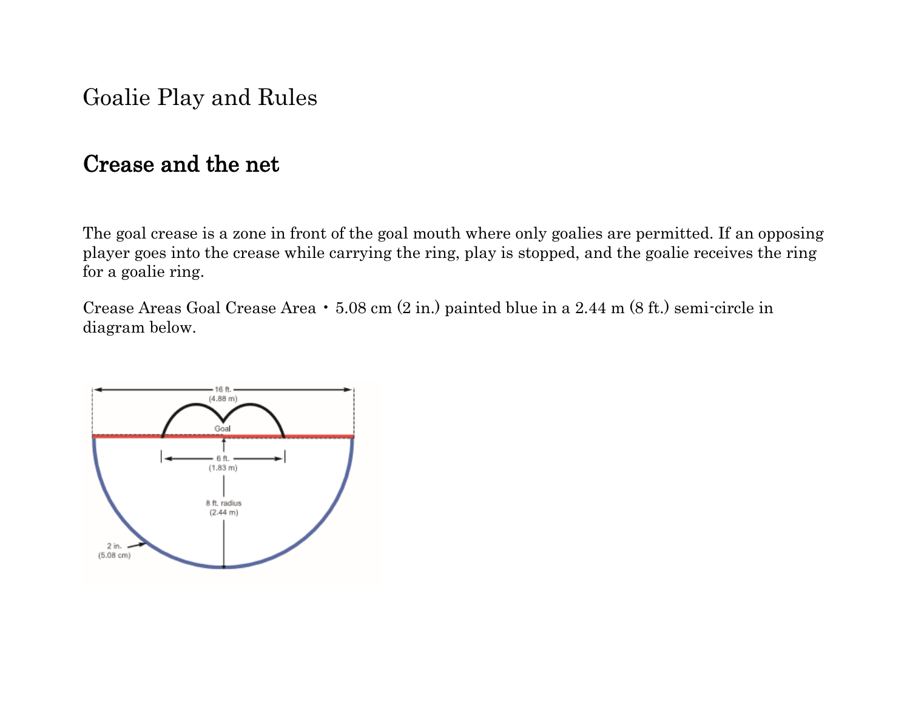Goalie Play and Rules

## Crease and the net

The goal crease is a zone in front of the goal mouth where only goalies are permitted. If an opposing player goes into the crease while carrying the ring, play is stopped, and the goalie receives the ring for a goalie ring.

Crease Areas Goal Crease Area • 5.08 cm (2 in.) painted blue in a 2.44 m (8 ft.) semi-circle in diagram below.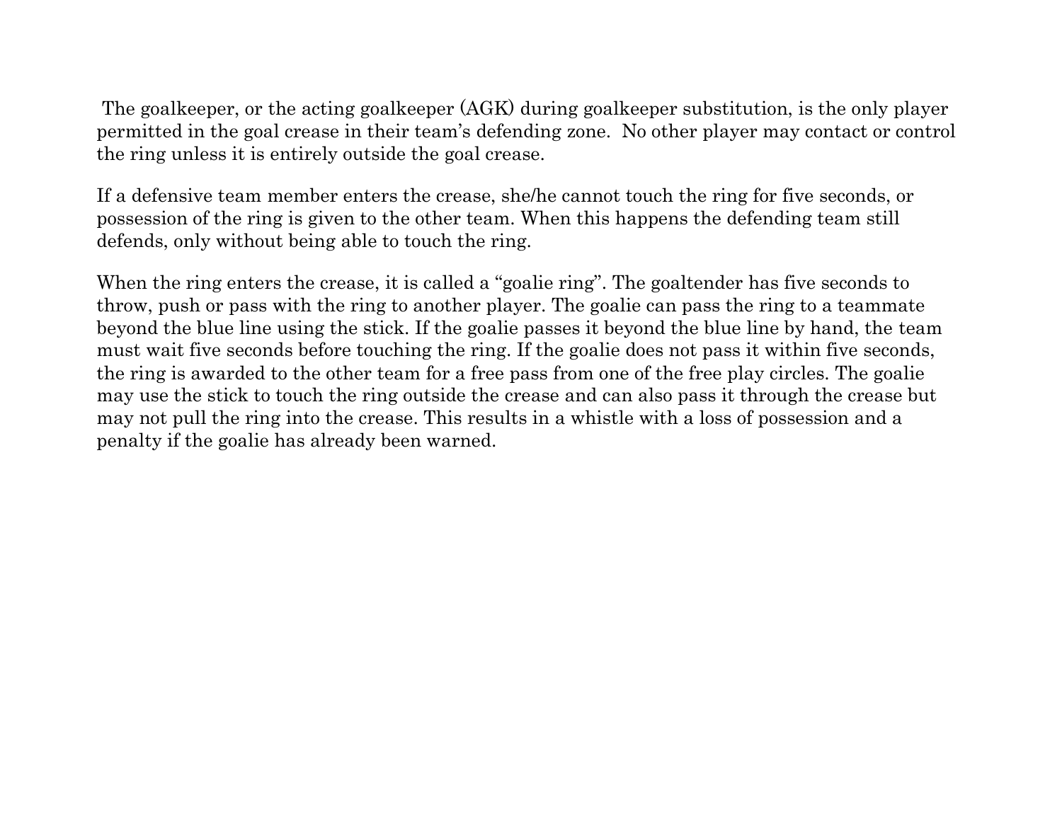The goalkeeper, or the acting goalkeeper (AGK) during goalkeeper substitution, is the only player permitted in the goal crease in their team's defending zone.  No other player may contact or control the ring unless it is entirely outside the goal crease.

If a defensive team member enters the crease, she/he cannot touch the ring for five seconds, or possession of the ring is given to the other team. When this happens the defending team still defends, only without being able to touch the ring.

When the ring enters the crease, it is called a "goalie ring". The goaltender has five seconds to throw, push or pass with the ring to another player. The goalie can pass the ring to a teammate beyond the blue line using the stick. If the goalie passes it beyond the blue line by hand, the team must wait five seconds before touching the ring. If the goalie does not pass it within five seconds, the ring is awarded to the other team for a free pass from one of the free play circles. The goalie may use the stick to touch the ring outside the crease and can also pass it through the crease but may not pull the ring into the crease. This results in a whistle with a loss of possession and a penalty if the goalie has already been warned.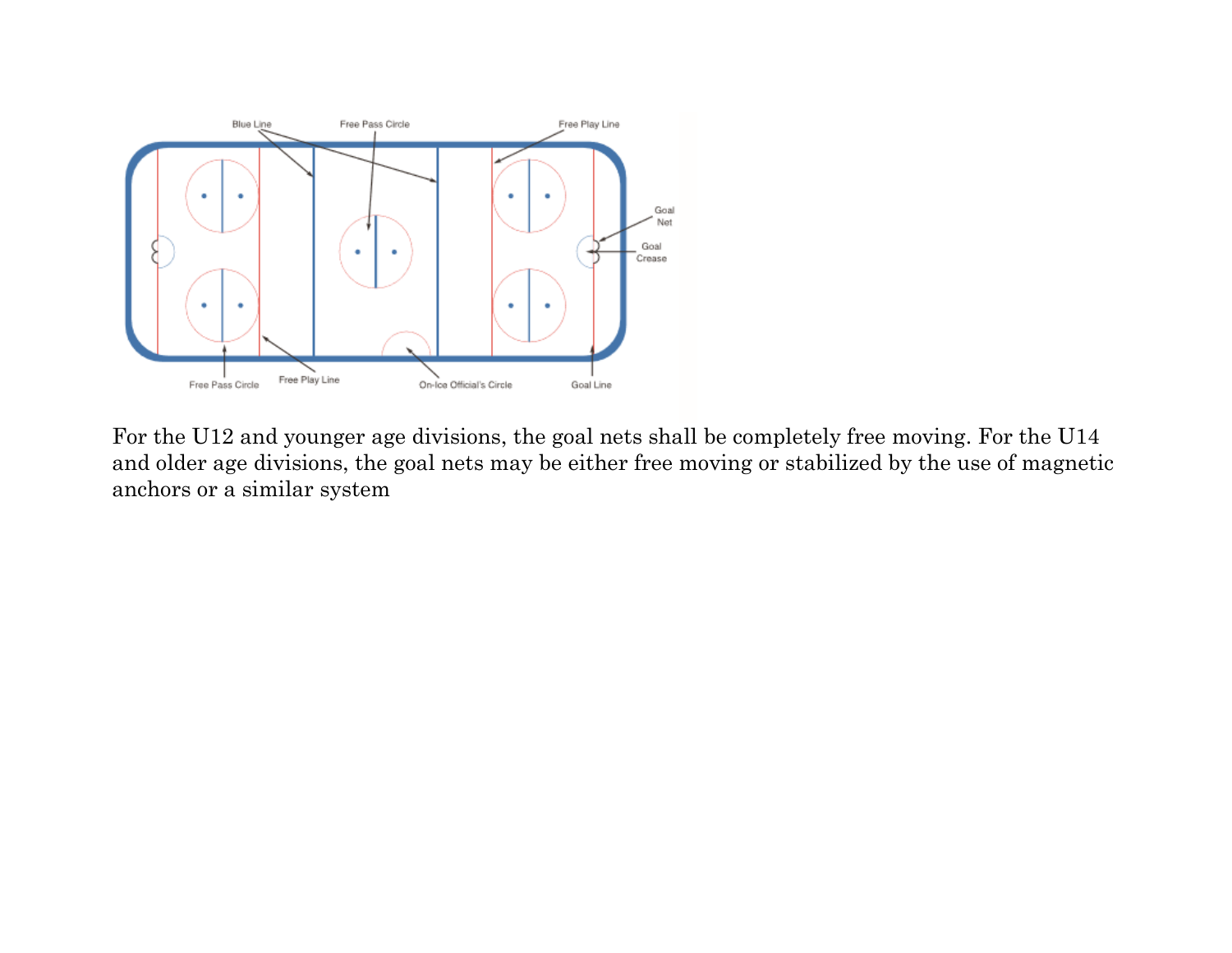Blue Line

Free Pass Circle

Free Play Line

Goal Net

Goal Crease

Free Pass Circle

Free Play Line

On-Ice Official's Circle

Goal Line

For the U12 and younger age divisions, the goal nets shall be completely free moving. For the U14 and older age divisions, the goal nets may be either free moving or stabilized by the use of magnetic anchors or a similar system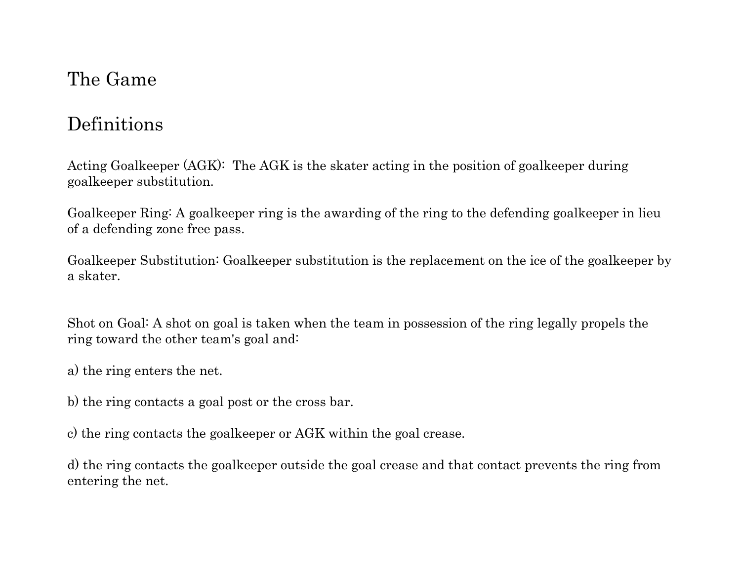# The Game

## Definitions

Acting Goalkeeper (AGK): The AGK is the skater acting in the position of goalkeeper during goalkeeper substitution.

Goalkeeper Ring: A goalkeeper ring is the awarding of the ring to the defending goalkeeper in lieu of a defending zone free pass.

Goalkeeper Substitution: Goalkeeper substitution is the replacement on the ice of the goalkeeper by a skater.

Shot on Goal: A shot on goal is taken when the team in possession of the ring legally propels the ring toward the other team's goal and:

a) the ring enters the net.

b) the ring contacts a goal post or the cross bar.

c) the ring contacts the goalkeeper or AGK within the goal crease.

d) the ring contacts the goalkeeper outside the goal crease and that contact prevents the ring from entering the net.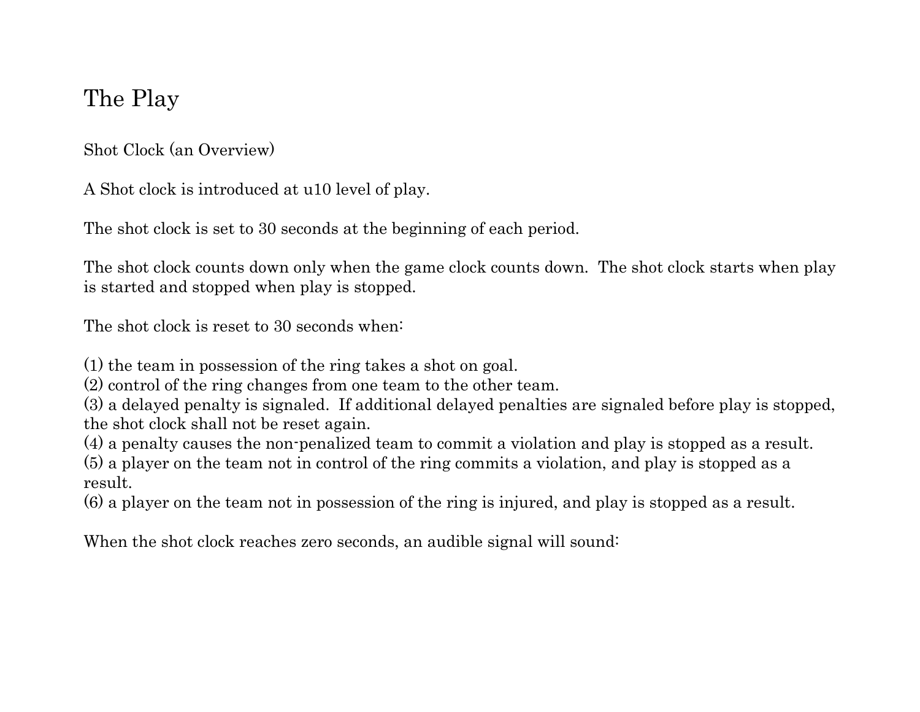# The Play

## Shot Clock (an Overview)

A Shot clock is introduced at u10 level of play.

The shot clock is set to 30 seconds at the beginning of each period.

The shot clock counts down only when the game clock counts down. The shot clock starts when play is started and stopped when play is stopped.

The shot clock is reset to 30 seconds when:

(1) the team in possession of the ring takes a shot on goal.
(2) control of the ring changes from one team to the other team.
(3) a delayed penalty is signaled. If additional delayed penalties are signaled before play is stopped, the shot clock shall not be reset again.
(4) a penalty causes the non-penalized team to commit a violation and play is stopped as a result.
(5) a player on the team not in control of the ring commits a violation, and play is stopped as a result.
(6) a player on the team not in possession of the ring is injured, and play is stopped as a result.

When the shot clock reaches zero seconds, an audible signal will sound: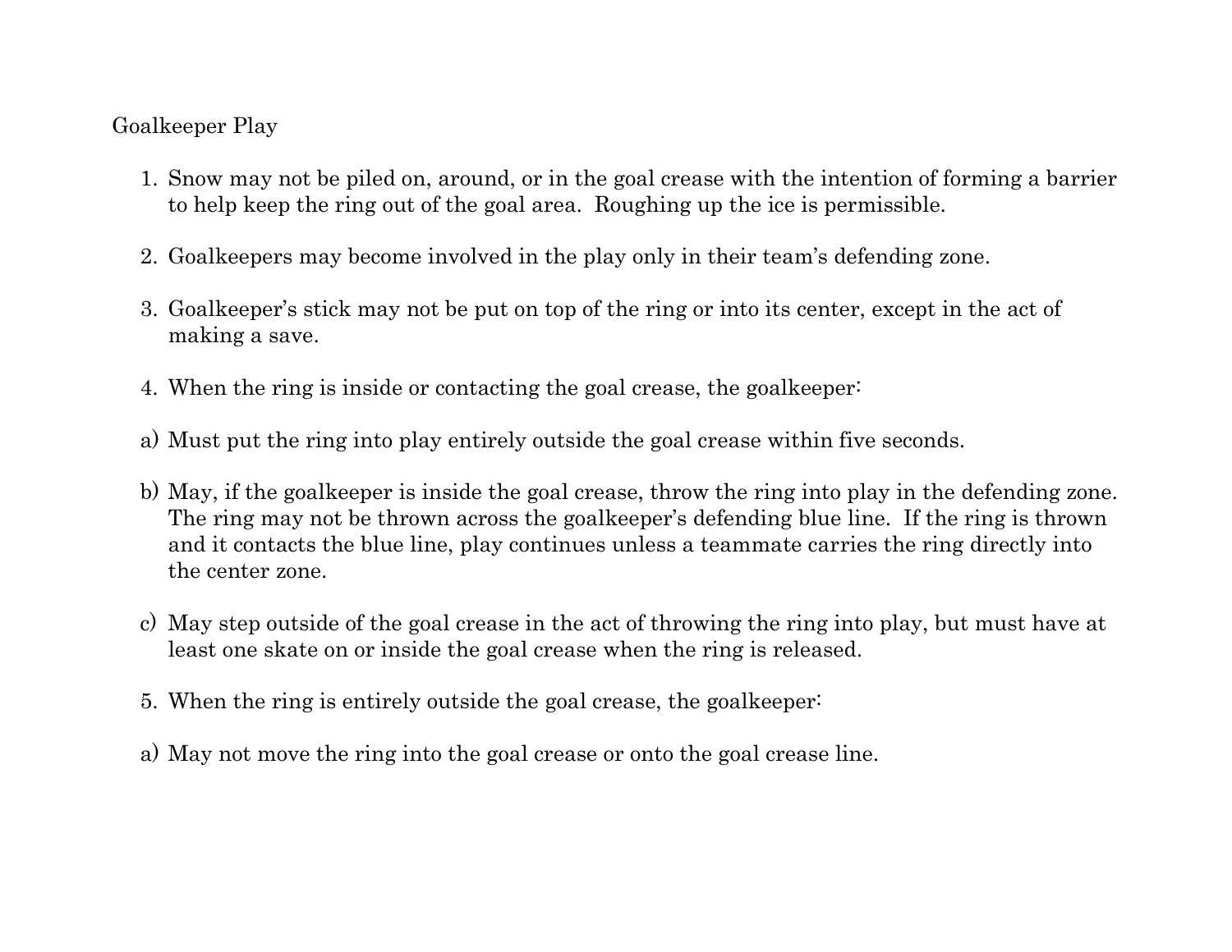Goalkeeper Play

1. Snow may not be piled on, around, or in the goal crease with the intention of forming a barrier to help keep the ring out of the goal area. Roughing up the ice is permissible.

2. Goalkeepers may become involved in the play only in their team's defending zone.

3. Goalkeeper's stick may not be put on top of the ring or into its center, except in the act of making a save.

4. When the ring is inside or contacting the goal crease, the goalkeeper:

a) Must put the ring into play entirely outside the goal crease within five seconds.

b) May, if the goalkeeper is inside the goal crease, throw the ring into play in the defending zone. The ring may not be thrown across the goalkeeper's defending blue line. If the ring is thrown and it contacts the blue line, play continues unless a teammate carries the ring directly into the center zone.

c) May step outside of the goal crease in the act of throwing the ring into play, but must have at least one skate on or inside the goal crease when the ring is released.

5. When the ring is entirely outside the goal crease, the goalkeeper:

a) May not move the ring into the goal crease or onto the goal crease line.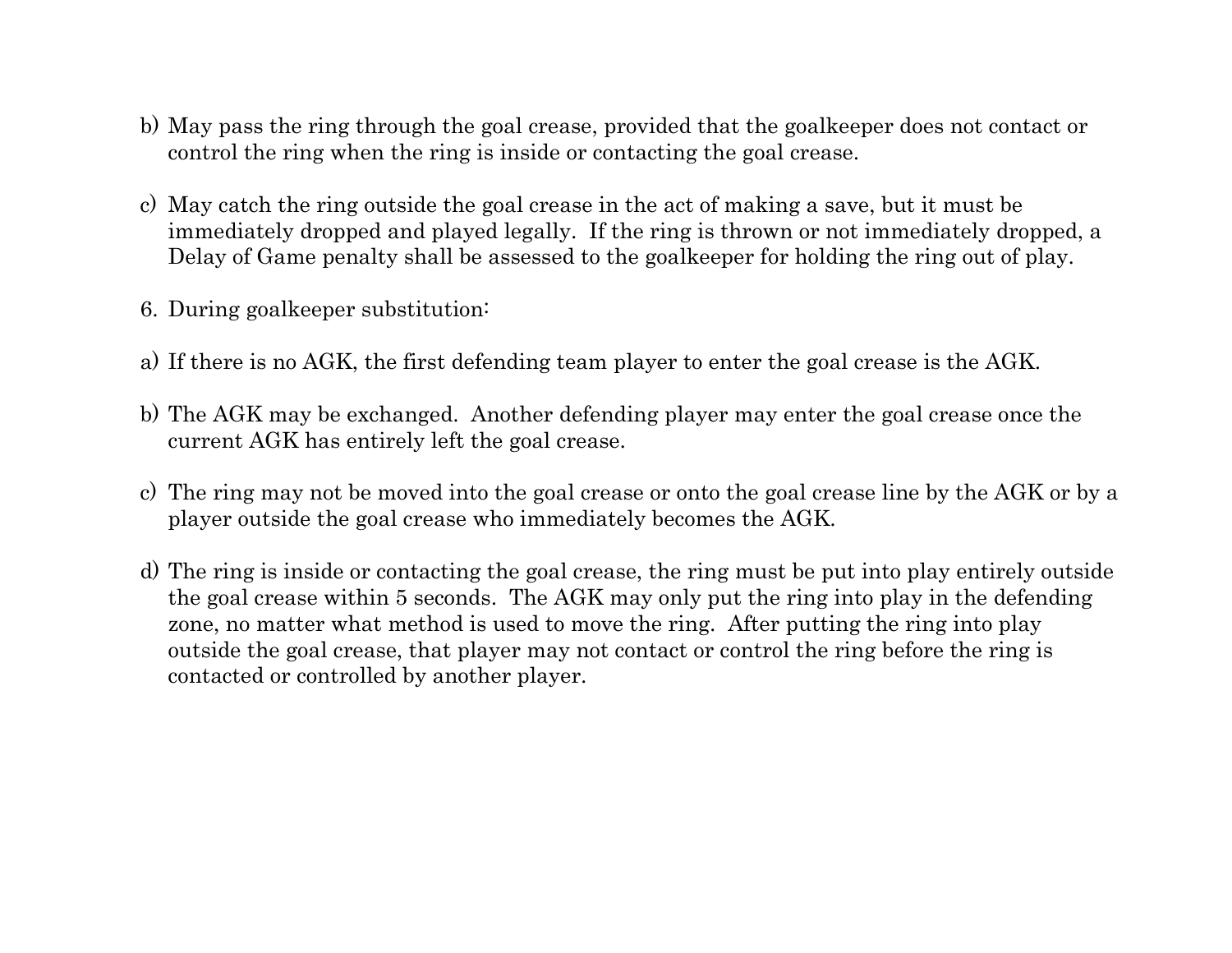b) May pass the ring through the goal crease, provided that the goalkeeper does not contact or control the ring when the ring is inside or contacting the goal crease.

c) May catch the ring outside the goal crease in the act of making a save, but it must be immediately dropped and played legally. If the ring is thrown or not immediately dropped, a Delay of Game penalty shall be assessed to the goalkeeper for holding the ring out of play.

6. During goalkeeper substitution:

a) If there is no AGK, the first defending team player to enter the goal crease is the AGK.

b) The AGK may be exchanged. Another defending player may enter the goal crease once the current AGK has entirely left the goal crease.

c) The ring may not be moved into the goal crease or onto the goal crease line by the AGK or by a player outside the goal crease who immediately becomes the AGK.

d) The ring is inside or contacting the goal crease, the ring must be put into play entirely outside the goal crease within 5 seconds. The AGK may only put the ring into play in the defending zone, no matter what method is used to move the ring. After putting the ring into play outside the goal crease, that player may not contact or control the ring before the ring is contacted or controlled by another player.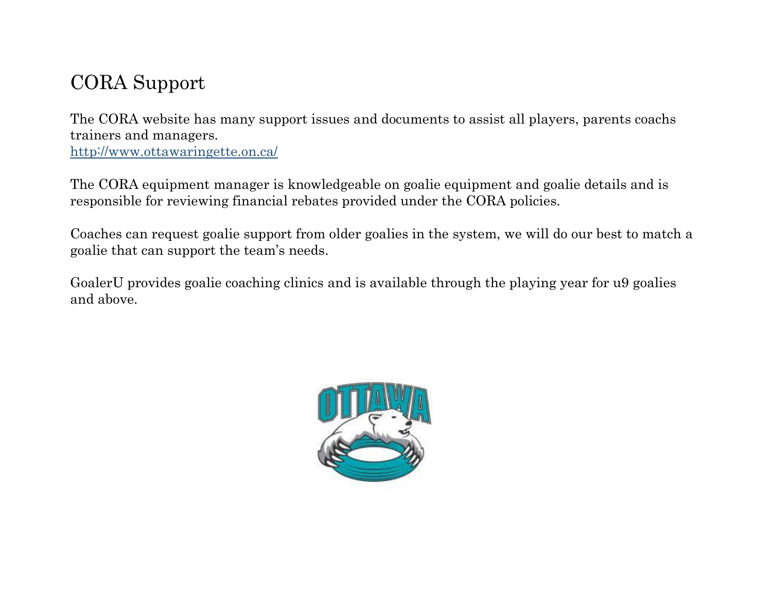# CORA Support

The CORA website has many support issues and documents to assist all players, parents coachs trainers and managers.
http://www.ottawaringette.on.ca/

The CORA equipment manager is knowledgeable on goalie equipment and goalie details and is responsible for reviewing financial rebates provided under the CORA policies.

Coaches can request goalie support from older goalies in the system, we will do our best to match a goalie that can support the team's needs.

GoalerU provides goalie coaching clinics and is available through the playing year for u9 goalies and above.